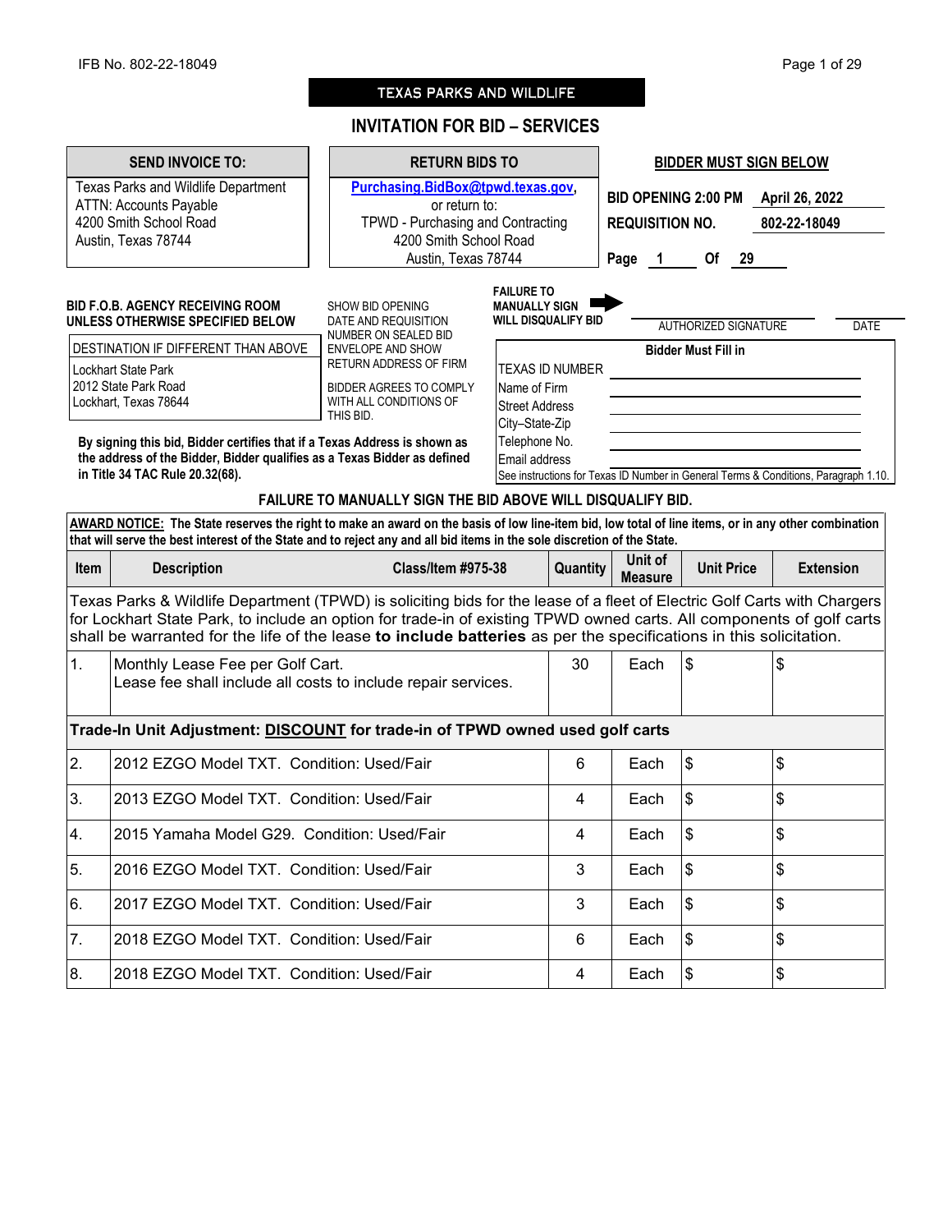IFB No. 802-22-18049

# TEXAS PARKS AND WILDLIFE

## INVITATION FOR BID – SERVICES

| SEND INVOICE TO: | RETURN BIDS TO | BIDDER MUST SIGN BELOW |
|---|---|---|
| Texas Parks and Wildlife Department<br>ATTN: Accounts Payable<br>4200 Smith School Road<br>Austin, Texas 78744 | Purchasing.BidBox@tpwd.texas.gov,<br>or return to:<br>TPWD - Purchasing and Contracting<br>4200 Smith School Road<br>Austin, Texas 78744 | **BID OPENING 2:00 PM** April 26, 2022<br>**REQUISITION NO.** 802-22-18049<br>**Page** 1 **Of** 29 |

**BID F.O.B. AGENCY RECEIVING ROOM UNLESS OTHERWISE SPECIFIED BELOW**

| DESTINATION IF DIFFERENT THAN ABOVE |
|---|
| Lockhart State Park<br>2012 State Park Road<br>Lockhart, Texas 78644 |

SHOW BID OPENING DATE AND REQUISITION NUMBER ON SEALED BID ENVELOPE AND SHOW RETURN ADDRESS OF FIRM

BIDDER AGREES TO COMPLY WITH ALL CONDITIONS OF THIS BID.

**FAILURE TO MANUALLY SIGN WILL DISQUALIFY BID**

AUTHORIZED SIGNATURE ____________________ DATE __________

**Bidder Must Fill in**

| | |
|---|---|
| TEXAS ID NUMBER | |
| Name of Firm | |
| Street Address | |
| City–State-Zip | |
| Telephone No. | |
| Email address | |

See instructions for Texas ID Number in General Terms & Conditions, Paragraph 1.10.

**By signing this bid, Bidder certifies that if a Texas Address is shown as the address of the Bidder, Bidder qualifies as a Texas Bidder as defined in Title 34 TAC Rule 20.32(68).**

**FAILURE TO MANUALLY SIGN THE BID ABOVE WILL DISQUALIFY BID.**

**AWARD NOTICE: The State reserves the right to make an award on the basis of low line-item bid, low total of line items, or in any other combination that will serve the best interest of the State and to reject any and all bid items in the sole discretion of the State.**

| Item | Description Class/Item #975-38 | Quantity | Unit of Measure | Unit Price | Extension |
|---|---|---|---|---|---|
| Texas Parks & Wildlife Department (TPWD) is soliciting bids for the lease of a fleet of Electric Golf Carts with Chargers for Lockhart State Park, to include an option for trade-in of existing TPWD owned carts. All components of golf carts shall be warranted for the life of the lease **to include batteries** as per the specifications in this solicitation. | | | | | |
| 1. | Monthly Lease Fee per Golf Cart.<br>Lease fee shall include all costs to include repair services. | 30 | Each | $ | $ |
| **Trade-In Unit Adjustment: DISCOUNT for trade-in of TPWD owned used golf carts** | | | | | |
| 2. | 2012 EZGO Model TXT. Condition: Used/Fair | 6 | Each | $ | $ |
| 3. | 2013 EZGO Model TXT. Condition: Used/Fair | 4 | Each | $ | $ |
| 4. | 2015 Yamaha Model G29. Condition: Used/Fair | 4 | Each | $ | $ |
| 5. | 2016 EZGO Model TXT. Condition: Used/Fair | 3 | Each | $ | $ |
| 6. | 2017 EZGO Model TXT. Condition: Used/Fair | 3 | Each | $ | $ |
| 7. | 2018 EZGO Model TXT. Condition: Used/Fair | 6 | Each | $ | $ |
| 8. | 2018 EZGO Model TXT. Condition: Used/Fair | 4 | Each | $ | $ |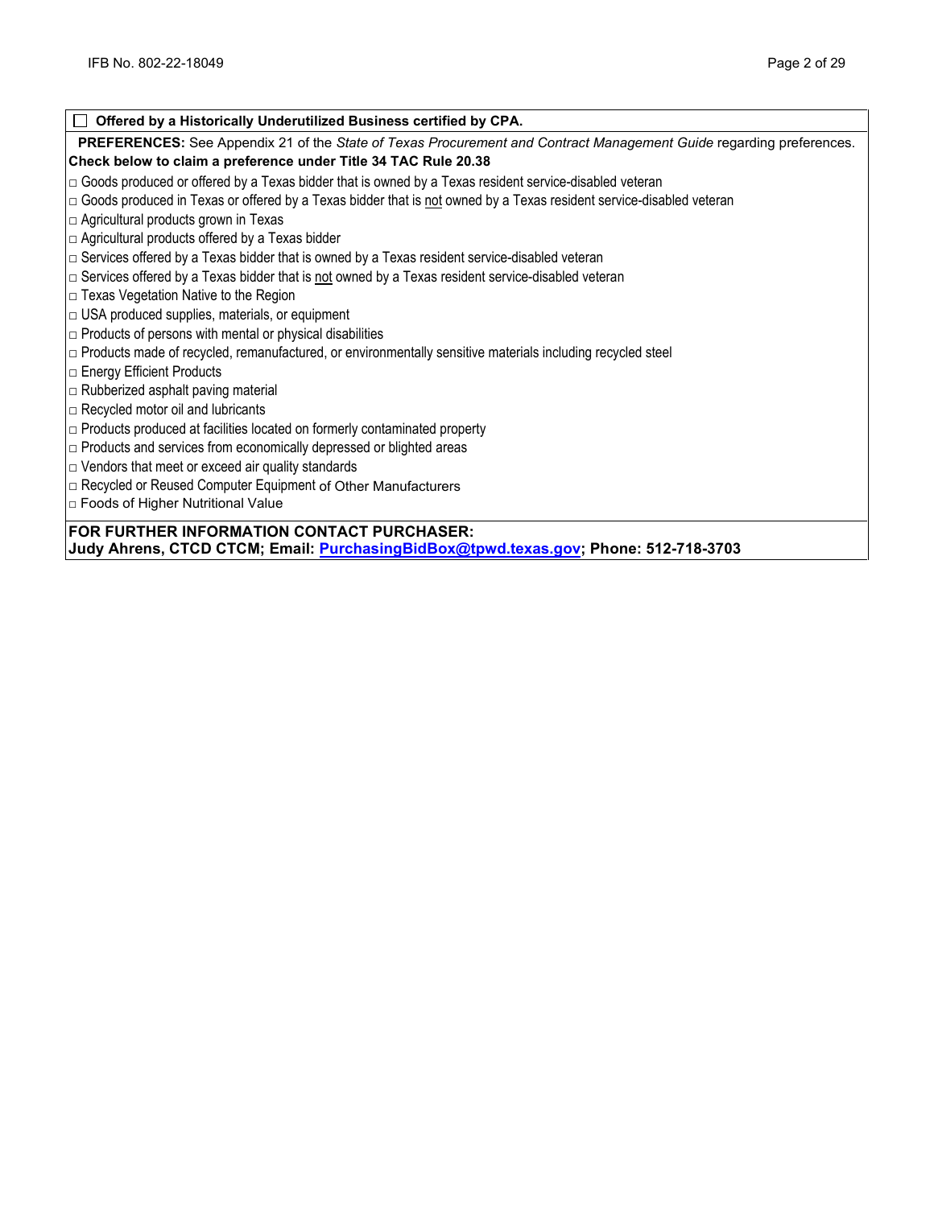☐ **Offered by a Historically Underutilized Business certified by CPA.**

**PREFERENCES:** See Appendix 21 of the *State of Texas Procurement and Contract Management Guide* regarding preferences.

**Check below to claim a preference under Title 34 TAC Rule 20.38**

□ Goods produced or offered by a Texas bidder that is owned by a Texas resident service-disabled veteran
□ Goods produced in Texas or offered by a Texas bidder that is <u>not</u> owned by a Texas resident service-disabled veteran
□ Agricultural products grown in Texas
□ Agricultural products offered by a Texas bidder
□ Services offered by a Texas bidder that is owned by a Texas resident service-disabled veteran
□ Services offered by a Texas bidder that is <u>not</u> owned by a Texas resident service-disabled veteran
□ Texas Vegetation Native to the Region
□ USA produced supplies, materials, or equipment
□ Products of persons with mental or physical disabilities
□ Products made of recycled, remanufactured, or environmentally sensitive materials including recycled steel
□ Energy Efficient Products
□ Rubberized asphalt paving material
□ Recycled motor oil and lubricants
□ Products produced at facilities located on formerly contaminated property
□ Products and services from economically depressed or blighted areas
□ Vendors that meet or exceed air quality standards
□ Recycled or Reused Computer Equipment of Other Manufacturers
□ Foods of Higher Nutritional Value

**FOR FURTHER INFORMATION CONTACT PURCHASER:**
**Judy Ahrens, CTCD CTCM; Email: PurchasingBidBox@tpwd.texas.gov; Phone: 512-718-3703**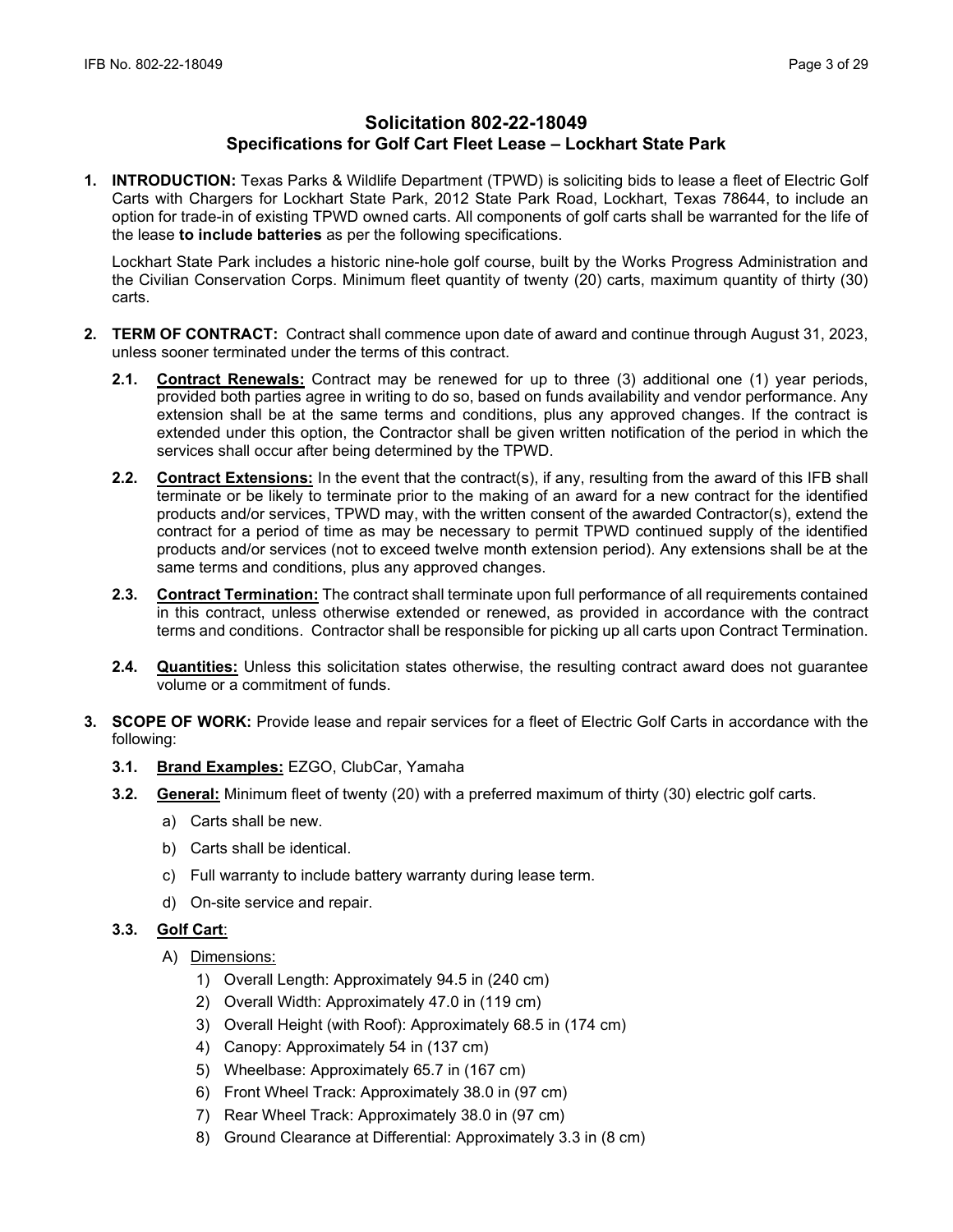## Solicitation 802-22-18049
### Specifications for Golf Cart Fleet Lease – Lockhart State Park

1. **INTRODUCTION:** Texas Parks & Wildlife Department (TPWD) is soliciting bids to lease a fleet of Electric Golf Carts with Chargers for Lockhart State Park, 2012 State Park Road, Lockhart, Texas 78644, to include an option for trade-in of existing TPWD owned carts. All components of golf carts shall be warranted for the life of the lease **to include batteries** as per the following specifications.

   Lockhart State Park includes a historic nine-hole golf course, built by the Works Progress Administration and the Civilian Conservation Corps. Minimum fleet quantity of twenty (20) carts, maximum quantity of thirty (30) carts.

2. **TERM OF CONTRACT:** Contract shall commence upon date of award and continue through August 31, 2023, unless sooner terminated under the terms of this contract.

   **2.1. Contract Renewals:** Contract may be renewed for up to three (3) additional one (1) year periods, provided both parties agree in writing to do so, based on funds availability and vendor performance. Any extension shall be at the same terms and conditions, plus any approved changes. If the contract is extended under this option, the Contractor shall be given written notification of the period in which the services shall occur after being determined by the TPWD.

   **2.2. Contract Extensions:** In the event that the contract(s), if any, resulting from the award of this IFB shall terminate or be likely to terminate prior to the making of an award for a new contract for the identified products and/or services, TPWD may, with the written consent of the awarded Contractor(s), extend the contract for a period of time as may be necessary to permit TPWD continued supply of the identified products and/or services (not to exceed twelve month extension period). Any extensions shall be at the same terms and conditions, plus any approved changes.

   **2.3. Contract Termination:** The contract shall terminate upon full performance of all requirements contained in this contract, unless otherwise extended or renewed, as provided in accordance with the contract terms and conditions. Contractor shall be responsible for picking up all carts upon Contract Termination.

   **2.4. Quantities:** Unless this solicitation states otherwise, the resulting contract award does not guarantee volume or a commitment of funds.

3. **SCOPE OF WORK:** Provide lease and repair services for a fleet of Electric Golf Carts in accordance with the following:

   **3.1. Brand Examples:** EZGO, ClubCar, Yamaha

   **3.2. General:** Minimum fleet of twenty (20) with a preferred maximum of thirty (30) electric golf carts.

   a) Carts shall be new.

   b) Carts shall be identical.

   c) Full warranty to include battery warranty during lease term.

   d) On-site service and repair.

   **3.3. Golf Cart:**

   A) Dimensions:
      1) Overall Length: Approximately 94.5 in (240 cm)
      2) Overall Width: Approximately 47.0 in (119 cm)
      3) Overall Height (with Roof): Approximately 68.5 in (174 cm)
      4) Canopy: Approximately 54 in (137 cm)
      5) Wheelbase: Approximately 65.7 in (167 cm)
      6) Front Wheel Track: Approximately 38.0 in (97 cm)
      7) Rear Wheel Track: Approximately 38.0 in (97 cm)
      8) Ground Clearance at Differential: Approximately 3.3 in (8 cm)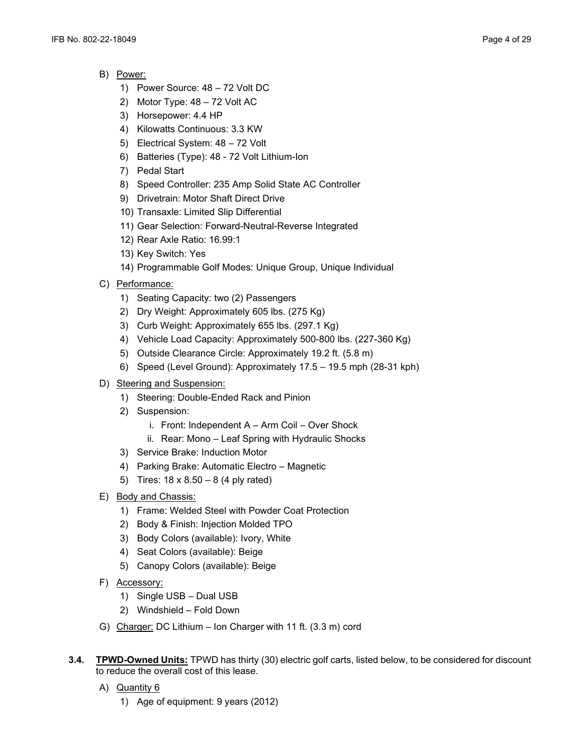B) Power:
   1) Power Source: 48 – 72 Volt DC
   2) Motor Type: 48 – 72 Volt AC
   3) Horsepower: 4.4 HP
   4) Kilowatts Continuous: 3.3 KW
   5) Electrical System: 48 – 72 Volt
   6) Batteries (Type): 48 - 72 Volt Lithium-Ion
   7) Pedal Start
   8) Speed Controller: 235 Amp Solid State AC Controller
   9) Drivetrain: Motor Shaft Direct Drive
   10) Transaxle: Limited Slip Differential
   11) Gear Selection: Forward-Neutral-Reverse Integrated
   12) Rear Axle Ratio: 16.99:1
   13) Key Switch: Yes
   14) Programmable Golf Modes: Unique Group, Unique Individual

C) Performance:
   1) Seating Capacity: two (2) Passengers
   2) Dry Weight: Approximately 605 lbs. (275 Kg)
   3) Curb Weight: Approximately 655 lbs. (297.1 Kg)
   4) Vehicle Load Capacity: Approximately 500-800 lbs. (227-360 Kg)
   5) Outside Clearance Circle: Approximately 19.2 ft. (5.8 m)
   6) Speed (Level Ground): Approximately 17.5 – 19.5 mph (28-31 kph)

D) Steering and Suspension:
   1) Steering: Double-Ended Rack and Pinion
   2) Suspension:
      i. Front: Independent A – Arm Coil – Over Shock
      ii. Rear: Mono – Leaf Spring with Hydraulic Shocks
   3) Service Brake: Induction Motor
   4) Parking Brake: Automatic Electro – Magnetic
   5) Tires: 18 x 8.50 – 8 (4 ply rated)

E) Body and Chassis:
   1) Frame: Welded Steel with Powder Coat Protection
   2) Body & Finish: Injection Molded TPO
   3) Body Colors (available): Ivory, White
   4) Seat Colors (available): Beige
   5) Canopy Colors (available): Beige

F) Accessory:
   1) Single USB – Dual USB
   2) Windshield – Fold Down

G) Charger: DC Lithium – Ion Charger with 11 ft. (3.3 m) cord

**3.4. TPWD-Owned Units:** TPWD has thirty (30) electric golf carts, listed below, to be considered for discount to reduce the overall cost of this lease.

A) Quantity 6
   1) Age of equipment: 9 years (2012)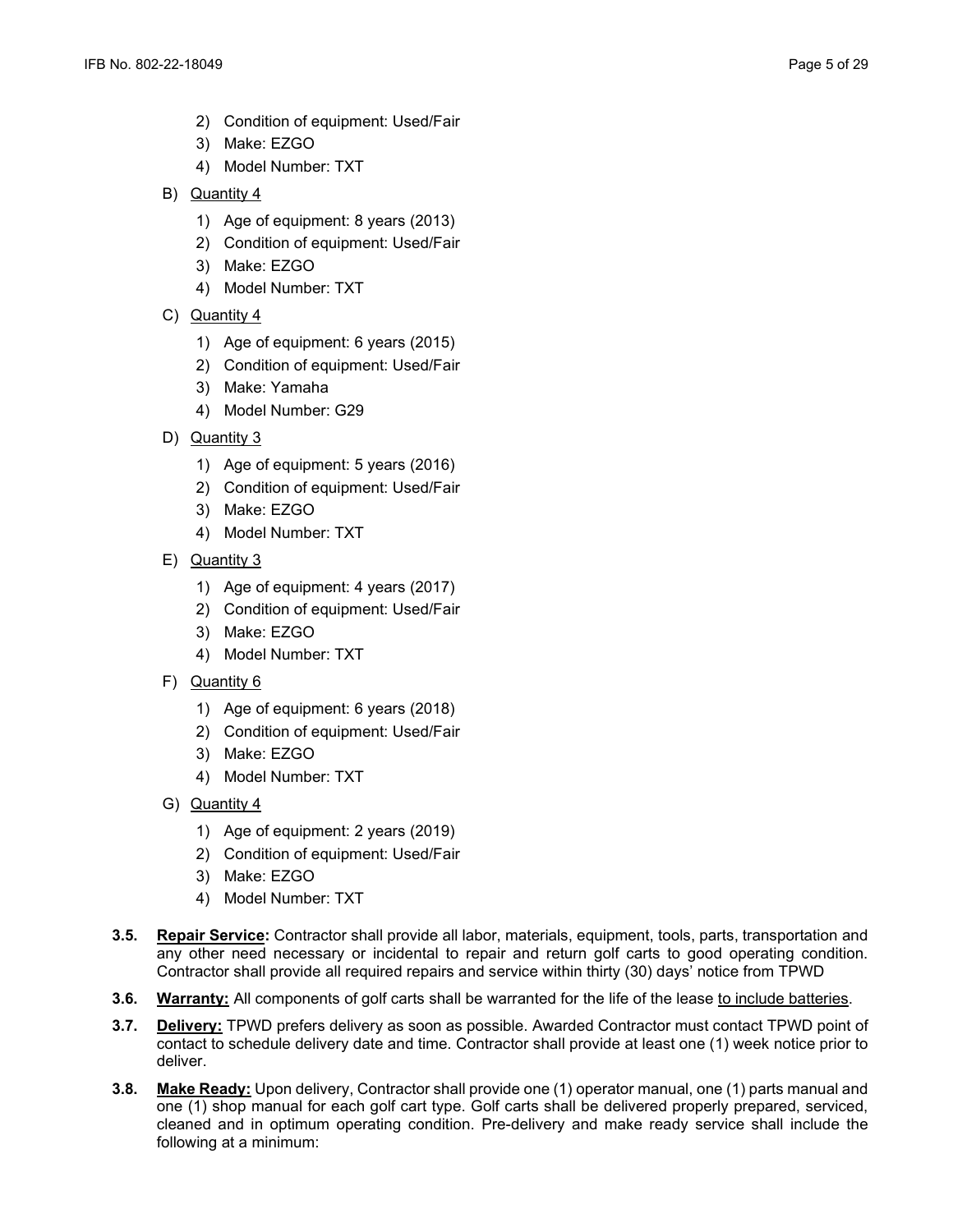2) Condition of equipment: Used/Fair
   3) Make: EZGO
   4) Model Number: TXT

B) Quantity 4
   1) Age of equipment: 8 years (2013)
   2) Condition of equipment: Used/Fair
   3) Make: EZGO
   4) Model Number: TXT

C) Quantity 4
   1) Age of equipment: 6 years (2015)
   2) Condition of equipment: Used/Fair
   3) Make: Yamaha
   4) Model Number: G29

D) Quantity 3
   1) Age of equipment: 5 years (2016)
   2) Condition of equipment: Used/Fair
   3) Make: EZGO
   4) Model Number: TXT

E) Quantity 3
   1) Age of equipment: 4 years (2017)
   2) Condition of equipment: Used/Fair
   3) Make: EZGO
   4) Model Number: TXT

F) Quantity 6
   1) Age of equipment: 6 years (2018)
   2) Condition of equipment: Used/Fair
   3) Make: EZGO
   4) Model Number: TXT

G) Quantity 4
   1) Age of equipment: 2 years (2019)
   2) Condition of equipment: Used/Fair
   3) Make: EZGO
   4) Model Number: TXT

**3.5.** **Repair Service:** Contractor shall provide all labor, materials, equipment, tools, parts, transportation and any other need necessary or incidental to repair and return golf carts to good operating condition. Contractor shall provide all required repairs and service within thirty (30) days' notice from TPWD

**3.6.** **Warranty:** All components of golf carts shall be warranted for the life of the lease to include batteries.

**3.7.** **Delivery:** TPWD prefers delivery as soon as possible. Awarded Contractor must contact TPWD point of contact to schedule delivery date and time. Contractor shall provide at least one (1) week notice prior to deliver.

**3.8.** **Make Ready:** Upon delivery, Contractor shall provide one (1) operator manual, one (1) parts manual and one (1) shop manual for each golf cart type. Golf carts shall be delivered properly prepared, serviced, cleaned and in optimum operating condition. Pre-delivery and make ready service shall include the following at a minimum: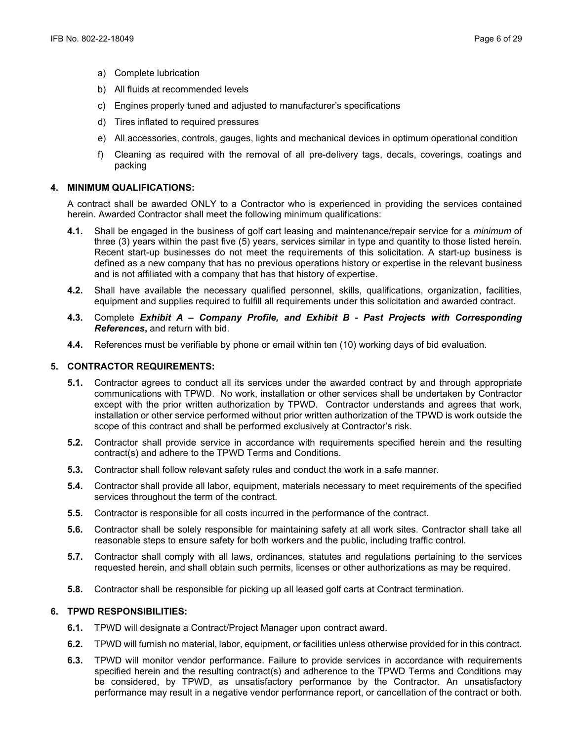a) Complete lubrication

b) All fluids at recommended levels

c) Engines properly tuned and adjusted to manufacturer's specifications

d) Tires inflated to required pressures

e) All accessories, controls, gauges, lights and mechanical devices in optimum operational condition

f) Cleaning as required with the removal of all pre-delivery tags, decals, coverings, coatings and packing

### 4. MINIMUM QUALIFICATIONS:

A contract shall be awarded ONLY to a Contractor who is experienced in providing the services contained herein. Awarded Contractor shall meet the following minimum qualifications:

**4.1.** Shall be engaged in the business of golf cart leasing and maintenance/repair service for a *minimum* of three (3) years within the past five (5) years, services similar in type and quantity to those listed herein. Recent start-up businesses do not meet the requirements of this solicitation. A start-up business is defined as a new company that has no previous operations history or expertise in the relevant business and is not affiliated with a company that has that history of expertise.

**4.2.** Shall have available the necessary qualified personnel, skills, qualifications, organization, facilities, equipment and supplies required to fulfill all requirements under this solicitation and awarded contract.

**4.3.** Complete ***Exhibit A – Company Profile, and Exhibit B - Past Projects with Corresponding References***, and return with bid.

**4.4.** References must be verifiable by phone or email within ten (10) working days of bid evaluation.

### 5. CONTRACTOR REQUIREMENTS:

**5.1.** Contractor agrees to conduct all its services under the awarded contract by and through appropriate communications with TPWD. No work, installation or other services shall be undertaken by Contractor except with the prior written authorization by TPWD. Contractor understands and agrees that work, installation or other service performed without prior written authorization of the TPWD is work outside the scope of this contract and shall be performed exclusively at Contractor's risk.

**5.2.** Contractor shall provide service in accordance with requirements specified herein and the resulting contract(s) and adhere to the TPWD Terms and Conditions.

**5.3.** Contractor shall follow relevant safety rules and conduct the work in a safe manner.

**5.4.** Contractor shall provide all labor, equipment, materials necessary to meet requirements of the specified services throughout the term of the contract.

**5.5.** Contractor is responsible for all costs incurred in the performance of the contract.

**5.6.** Contractor shall be solely responsible for maintaining safety at all work sites. Contractor shall take all reasonable steps to ensure safety for both workers and the public, including traffic control.

**5.7.** Contractor shall comply with all laws, ordinances, statutes and regulations pertaining to the services requested herein, and shall obtain such permits, licenses or other authorizations as may be required.

**5.8.** Contractor shall be responsible for picking up all leased golf carts at Contract termination.

### 6. TPWD RESPONSIBILITIES:

**6.1.** TPWD will designate a Contract/Project Manager upon contract award.

**6.2.** TPWD will furnish no material, labor, equipment, or facilities unless otherwise provided for in this contract.

**6.3.** TPWD will monitor vendor performance. Failure to provide services in accordance with requirements specified herein and the resulting contract(s) and adherence to the TPWD Terms and Conditions may be considered, by TPWD, as unsatisfactory performance by the Contractor. An unsatisfactory performance may result in a negative vendor performance report, or cancellation of the contract or both.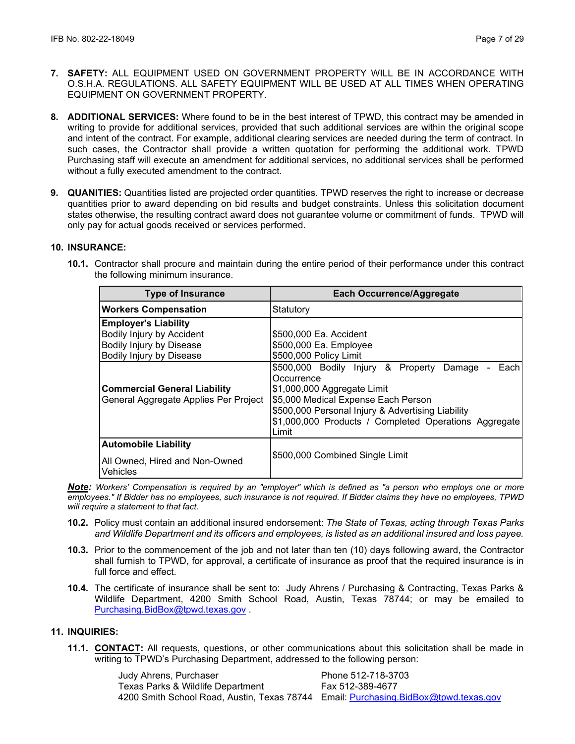7. **SAFETY:** ALL EQUIPMENT USED ON GOVERNMENT PROPERTY WILL BE IN ACCORDANCE WITH O.S.H.A. REGULATIONS. ALL SAFETY EQUIPMENT WILL BE USED AT ALL TIMES WHEN OPERATING EQUIPMENT ON GOVERNMENT PROPERTY.

8. **ADDITIONAL SERVICES:** Where found to be in the best interest of TPWD, this contract may be amended in writing to provide for additional services, provided that such additional services are within the original scope and intent of the contract. For example, additional clearing services are needed during the term of contract. In such cases, the Contractor shall provide a written quotation for performing the additional work. TPWD Purchasing staff will execute an amendment for additional services, no additional services shall be performed without a fully executed amendment to the contract.

9. **QUANITIES:** Quantities listed are projected order quantities. TPWD reserves the right to increase or decrease quantities prior to award depending on bid results and budget constraints. Unless this solicitation document states otherwise, the resulting contract award does not guarantee volume or commitment of funds. TPWD will only pay for actual goods received or services performed.

10. **INSURANCE:**

**10.1.** Contractor shall procure and maintain during the entire period of their performance under this contract the following minimum insurance.

| Type of Insurance | Each Occurrence/Aggregate |
|---|---|
| **Workers Compensation** | Statutory |
| **Employer's Liability**<br>Bodily Injury by Accident<br>Bodily Injury by Disease<br>Bodily Injury by Disease | <br>$500,000 Ea. Accident<br>$500,000 Ea. Employee<br>$500,000 Policy Limit |
| **Commercial General Liability**<br>General Aggregate Applies Per Project | $500,000 Bodily Injury & Property Damage - Each Occurrence<br>$1,000,000 Aggregate Limit<br>$5,000 Medical Expense Each Person<br>$500,000 Personal Injury & Advertising Liability<br>$1,000,000 Products / Completed Operations Aggregate Limit |
| **Automobile Liability**<br>All Owned, Hired and Non-Owned Vehicles | $500,000 Combined Single Limit |

***Note:*** *Workers' Compensation is required by an "employer" which is defined as "a person who employs one or more employees." If Bidder has no employees, such insurance is not required. If Bidder claims they have no employees, TPWD will require a statement to that fact.*

**10.2.** Policy must contain an additional insured endorsement: *The State of Texas, acting through Texas Parks and Wildlife Department and its officers and employees, is listed as an additional insured and loss payee.*

**10.3.** Prior to the commencement of the job and not later than ten (10) days following award, the Contractor shall furnish to TPWD, for approval, a certificate of insurance as proof that the required insurance is in full force and effect.

**10.4.** The certificate of insurance shall be sent to: Judy Ahrens / Purchasing & Contracting, Texas Parks & Wildlife Department, 4200 Smith School Road, Austin, Texas 78744; or may be emailed to Purchasing.BidBox@tpwd.texas.gov .

11. **INQUIRIES:**

**11.1.** **CONTACT:** All requests, questions, or other communications about this solicitation shall be made in writing to TPWD's Purchasing Department, addressed to the following person:

Judy Ahrens, Purchaser — Phone 512-718-3703
Texas Parks & Wildlife Department — Fax 512-389-4677
4200 Smith School Road, Austin, Texas 78744 — Email: Purchasing.BidBox@tpwd.texas.gov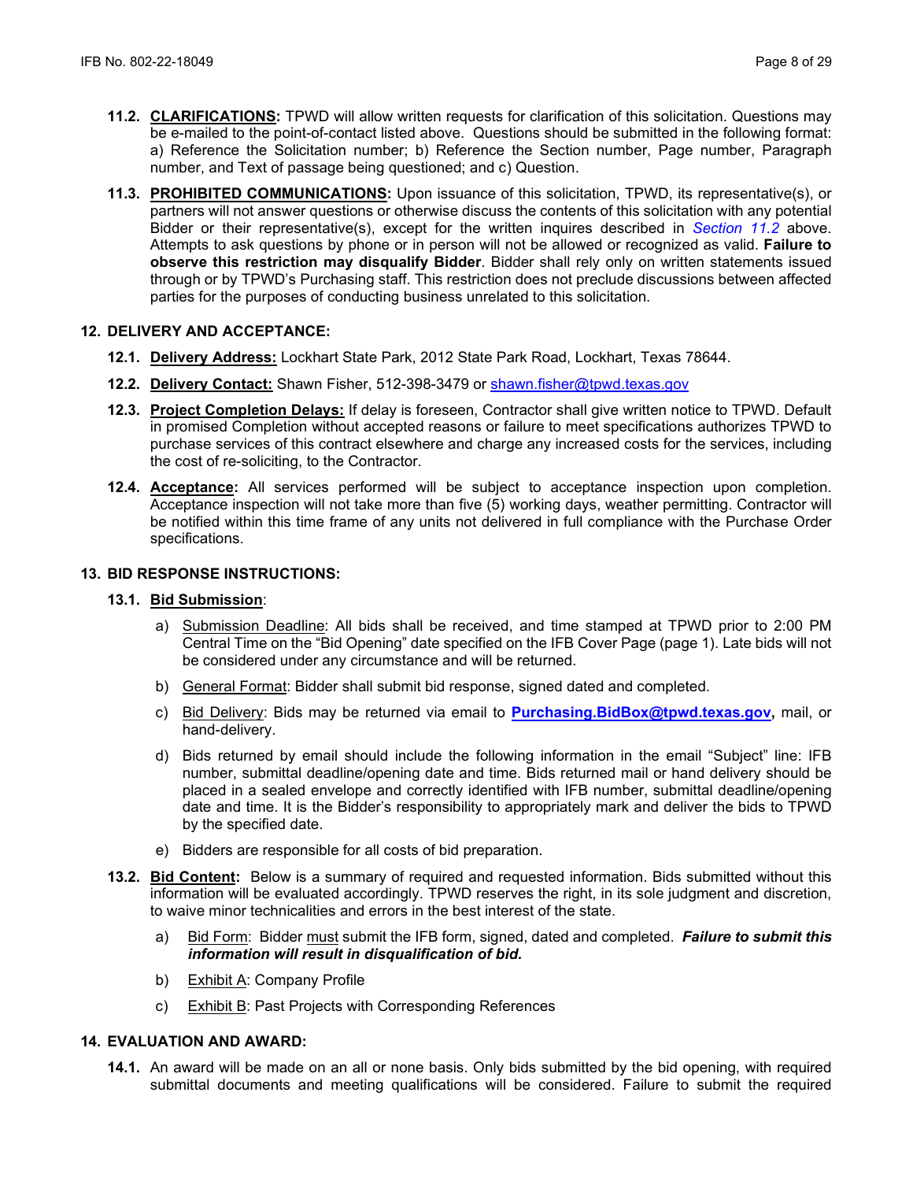**11.2. CLARIFICATIONS:** TPWD will allow written requests for clarification of this solicitation. Questions may be e-mailed to the point-of-contact listed above. Questions should be submitted in the following format: a) Reference the Solicitation number; b) Reference the Section number, Page number, Paragraph number, and Text of passage being questioned; and c) Question.

**11.3. PROHIBITED COMMUNICATIONS:** Upon issuance of this solicitation, TPWD, its representative(s), or partners will not answer questions or otherwise discuss the contents of this solicitation with any potential Bidder or their representative(s), except for the written inquires described in *Section 11.2* above. Attempts to ask questions by phone or in person will not be allowed or recognized as valid. **Failure to observe this restriction may disqualify Bidder**. Bidder shall rely only on written statements issued through or by TPWD's Purchasing staff. This restriction does not preclude discussions between affected parties for the purposes of conducting business unrelated to this solicitation.

## 12. DELIVERY AND ACCEPTANCE:

**12.1. Delivery Address:** Lockhart State Park, 2012 State Park Road, Lockhart, Texas 78644.

**12.2. Delivery Contact:** Shawn Fisher, 512-398-3479 or shawn.fisher@tpwd.texas.gov

**12.3. Project Completion Delays:** If delay is foreseen, Contractor shall give written notice to TPWD. Default in promised Completion without accepted reasons or failure to meet specifications authorizes TPWD to purchase services of this contract elsewhere and charge any increased costs for the services, including the cost of re-soliciting, to the Contractor.

**12.4. Acceptance:** All services performed will be subject to acceptance inspection upon completion. Acceptance inspection will not take more than five (5) working days, weather permitting. Contractor will be notified within this time frame of any units not delivered in full compliance with the Purchase Order specifications.

## 13. BID RESPONSE INSTRUCTIONS:

**13.1. Bid Submission**:

a) Submission Deadline: All bids shall be received, and time stamped at TPWD prior to 2:00 PM Central Time on the "Bid Opening" date specified on the IFB Cover Page (page 1). Late bids will not be considered under any circumstance and will be returned.

b) General Format: Bidder shall submit bid response, signed dated and completed.

c) Bid Delivery: Bids may be returned via email to **Purchasing.BidBox@tpwd.texas.gov,** mail, or hand-delivery.

d) Bids returned by email should include the following information in the email "Subject" line: IFB number, submittal deadline/opening date and time. Bids returned mail or hand delivery should be placed in a sealed envelope and correctly identified with IFB number, submittal deadline/opening date and time. It is the Bidder's responsibility to appropriately mark and deliver the bids to TPWD by the specified date.

e) Bidders are responsible for all costs of bid preparation.

**13.2. Bid Content:** Below is a summary of required and requested information. Bids submitted without this information will be evaluated accordingly. TPWD reserves the right, in its sole judgment and discretion, to waive minor technicalities and errors in the best interest of the state.

a) Bid Form: Bidder must submit the IFB form, signed, dated and completed. ***Failure to submit this information will result in disqualification of bid.***

b) Exhibit A: Company Profile

c) Exhibit B: Past Projects with Corresponding References

## 14. EVALUATION AND AWARD:

**14.1.** An award will be made on an all or none basis. Only bids submitted by the bid opening, with required submittal documents and meeting qualifications will be considered. Failure to submit the required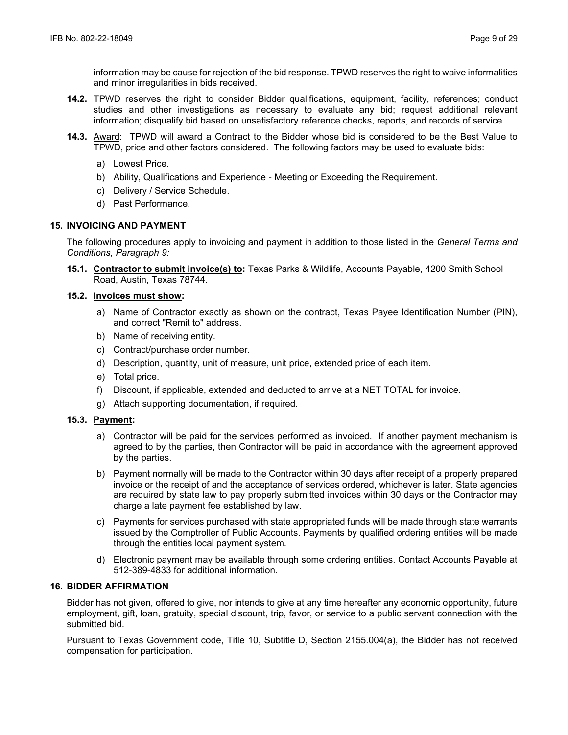information may be cause for rejection of the bid response. TPWD reserves the right to waive informalities and minor irregularities in bids received.

**14.2.** TPWD reserves the right to consider Bidder qualifications, equipment, facility, references; conduct studies and other investigations as necessary to evaluate any bid; request additional relevant information; disqualify bid based on unsatisfactory reference checks, reports, and records of service.

**14.3.** Award: TPWD will award a Contract to the Bidder whose bid is considered to be the Best Value to TPWD, price and other factors considered. The following factors may be used to evaluate bids:

a) Lowest Price.

b) Ability, Qualifications and Experience - Meeting or Exceeding the Requirement.

c) Delivery / Service Schedule.

d) Past Performance.

## 15. INVOICING AND PAYMENT

The following procedures apply to invoicing and payment in addition to those listed in the *General Terms and Conditions, Paragraph 9:*

**15.1. Contractor to submit invoice(s) to:** Texas Parks & Wildlife, Accounts Payable, 4200 Smith School Road, Austin, Texas 78744.

**15.2. Invoices must show:**

a) Name of Contractor exactly as shown on the contract, Texas Payee Identification Number (PIN), and correct "Remit to" address.

b) Name of receiving entity.

c) Contract/purchase order number.

d) Description, quantity, unit of measure, unit price, extended price of each item.

e) Total price.

f) Discount, if applicable, extended and deducted to arrive at a NET TOTAL for invoice.

g) Attach supporting documentation, if required.

**15.3. Payment:**

a) Contractor will be paid for the services performed as invoiced. If another payment mechanism is agreed to by the parties, then Contractor will be paid in accordance with the agreement approved by the parties.

b) Payment normally will be made to the Contractor within 30 days after receipt of a properly prepared invoice or the receipt of and the acceptance of services ordered, whichever is later. State agencies are required by state law to pay properly submitted invoices within 30 days or the Contractor may charge a late payment fee established by law.

c) Payments for services purchased with state appropriated funds will be made through state warrants issued by the Comptroller of Public Accounts. Payments by qualified ordering entities will be made through the entities local payment system.

d) Electronic payment may be available through some ordering entities. Contact Accounts Payable at 512-389-4833 for additional information.

## 16. BIDDER AFFIRMATION

Bidder has not given, offered to give, nor intends to give at any time hereafter any economic opportunity, future employment, gift, loan, gratuity, special discount, trip, favor, or service to a public servant connection with the submitted bid.

Pursuant to Texas Government code, Title 10, Subtitle D, Section 2155.004(a), the Bidder has not received compensation for participation.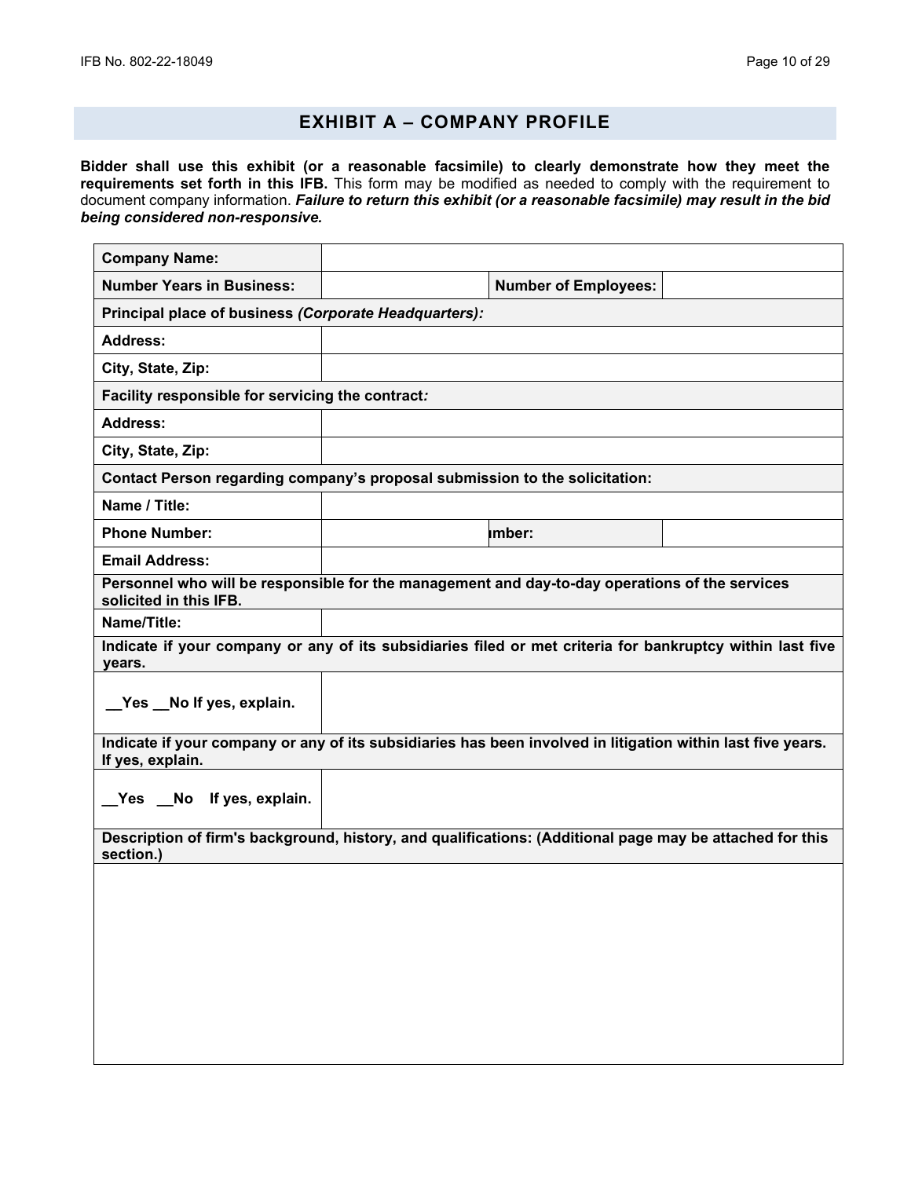## EXHIBIT A – COMPANY PROFILE

**Bidder shall use this exhibit (or a reasonable facsimile) to clearly demonstrate how they meet the requirements set forth in this IFB.** This form may be modified as needed to comply with the requirement to document company information. ***Failure to return this exhibit (or a reasonable facsimile) may result in the bid being considered non-responsive.***

| | | | |
|---|---|---|---|
| **Company Name:** | | | |
| **Number Years in Business:** | | **Number of Employees:** | |
| **Principal place of business *(Corporate Headquarters):*** | | | |
| **Address:** | | | |
| **City, State, Zip:** | | | |
| **Facility responsible for servicing the contract*:*** | | | |
| **Address:** | | | |
| **City, State, Zip:** | | | |
| **Contact Person regarding company's proposal submission to the solicitation:** | | | |
| **Name / Title:** | | | |
| **Phone Number:** | | **ımber:** | |
| **Email Address:** | | | |
| **Personnel who will be responsible for the management and day-to-day operations of the services solicited in this IFB.** | | | |
| **Name/Title:** | | | |
| **Indicate if your company or any of its subsidiaries filed or met criteria for bankruptcy within last five years.** | | | |
| **\_\_Yes \_\_No If yes, explain.** | | | |
| **Indicate if your company or any of its subsidiaries has been involved in litigation within last five years. If yes, explain.** | | | |
| **\_\_Yes \_\_No If yes, explain.** | | | |
| **Description of firm's background, history, and qualifications: (Additional page may be attached for this section.)** | | | |
| | | | |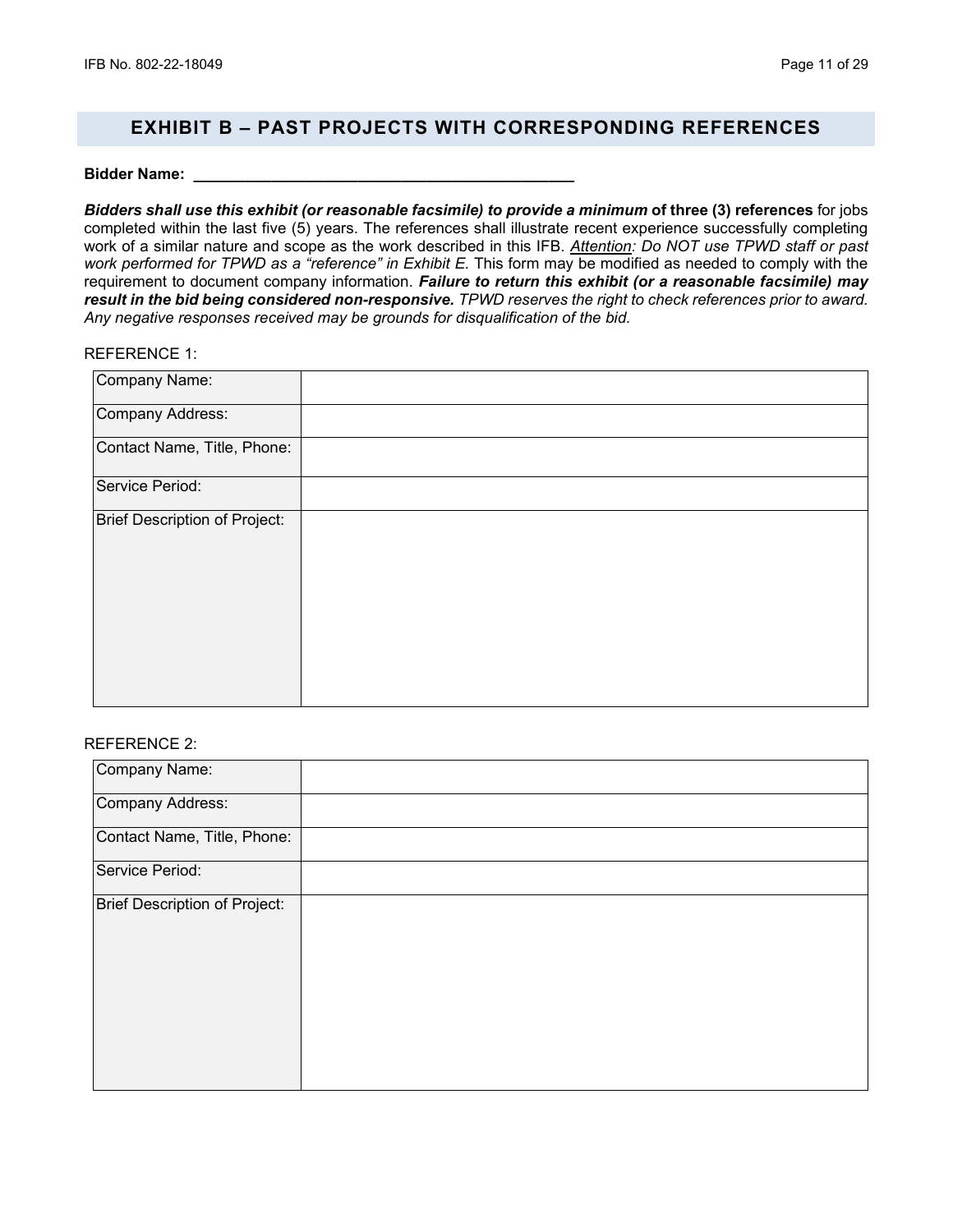## EXHIBIT B – PAST PROJECTS WITH CORRESPONDING REFERENCES

**Bidder Name: \_\_\_\_\_\_\_\_\_\_\_\_\_\_\_\_\_\_\_\_\_\_\_\_\_\_\_\_\_\_\_\_\_\_\_\_\_\_\_\_\_\_\_\_**

***Bidders shall use this exhibit (or reasonable facsimile) to provide a minimum* of three (3) references** for jobs completed within the last five (5) years. The references shall illustrate recent experience successfully completing work of a similar nature and scope as the work described in this IFB. *Attention: Do NOT use TPWD staff or past work performed for TPWD as a "reference" in Exhibit E.* This form may be modified as needed to comply with the requirement to document company information. ***Failure to return this exhibit (or a reasonable facsimile) may result in the bid being considered non-responsive.*** *TPWD reserves the right to check references prior to award. Any negative responses received may be grounds for disqualification of the bid.*

REFERENCE 1:

| Company Name: | |
|---|---|
| Company Address: | |
| Contact Name, Title, Phone: | |
| Service Period: | |
| Brief Description of Project: | |

REFERENCE 2:

| Company Name: | |
|---|---|
| Company Address: | |
| Contact Name, Title, Phone: | |
| Service Period: | |
| Brief Description of Project: | |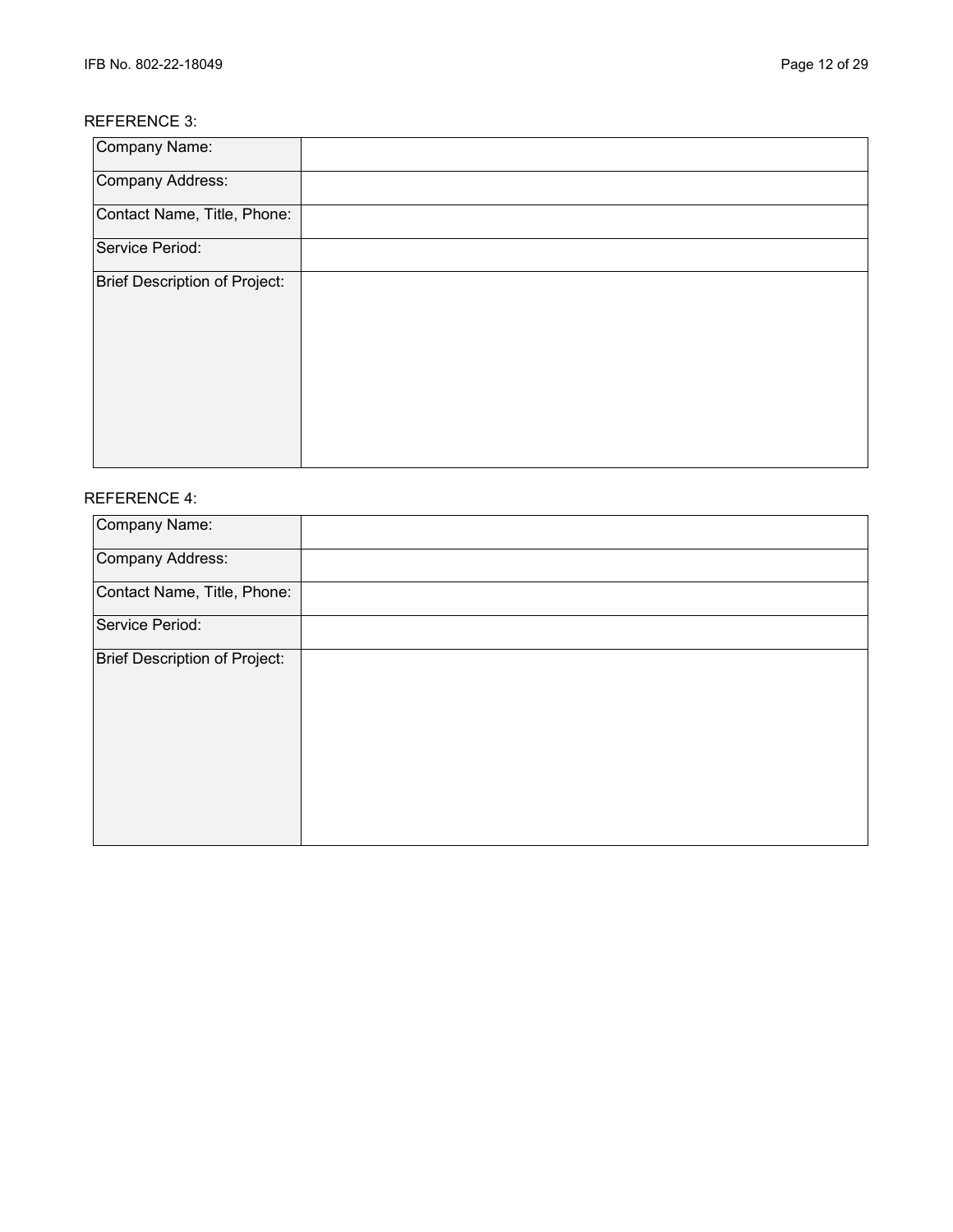REFERENCE 3:

| Company Name: | |
| --- | --- |
| Company Address: | |
| Contact Name, Title, Phone: | |
| Service Period: | |
| Brief Description of Project: | |

REFERENCE 4:

| Company Name: | |
| --- | --- |
| Company Address: | |
| Contact Name, Title, Phone: | |
| Service Period: | |
| Brief Description of Project: | |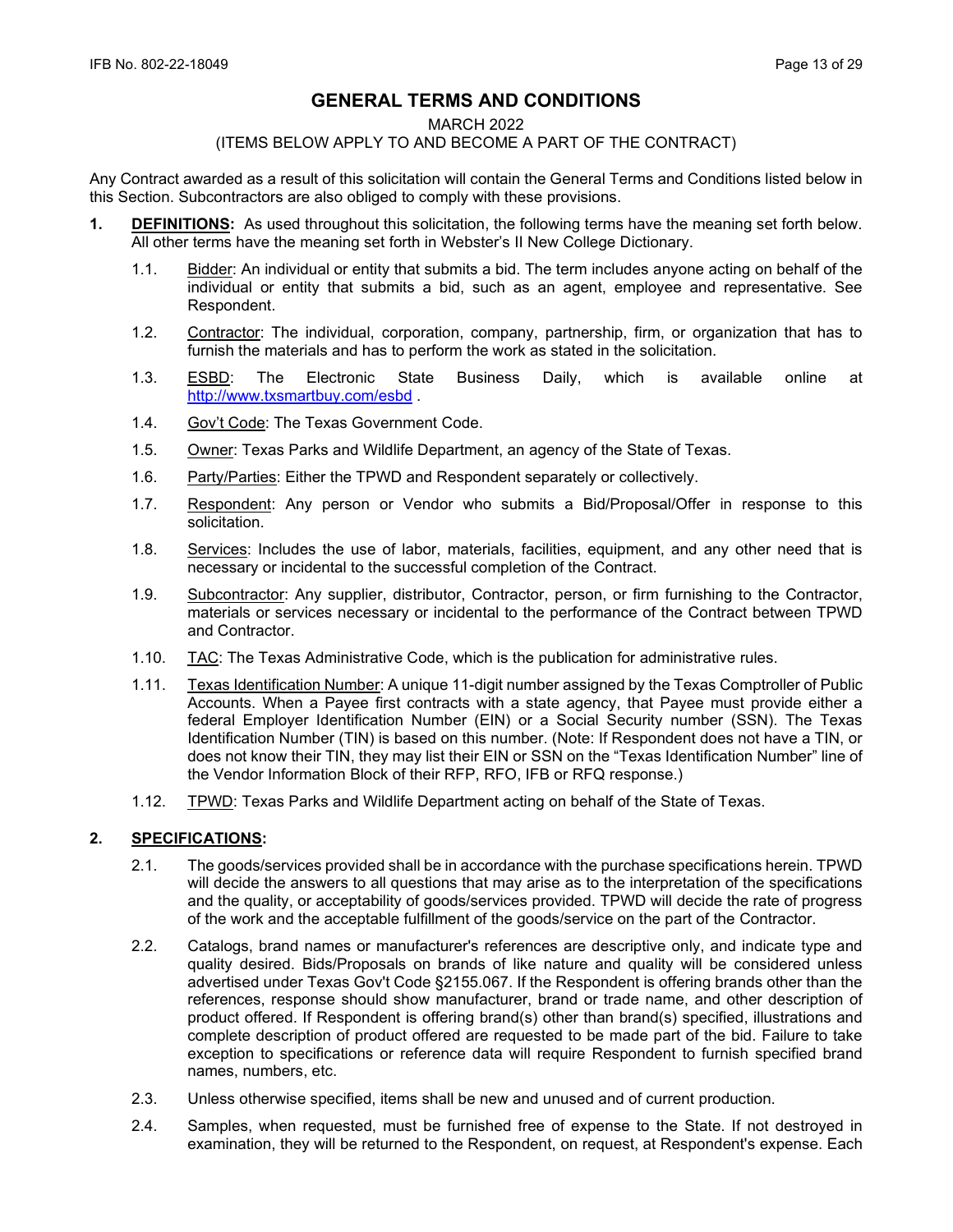# GENERAL TERMS AND CONDITIONS

MARCH 2022

(ITEMS BELOW APPLY TO AND BECOME A PART OF THE CONTRACT)

Any Contract awarded as a result of this solicitation will contain the General Terms and Conditions listed below in this Section. Subcontractors are also obliged to comply with these provisions.

**1. DEFINITIONS:** As used throughout this solicitation, the following terms have the meaning set forth below. All other terms have the meaning set forth in Webster's II New College Dictionary.

1.1. Bidder: An individual or entity that submits a bid. The term includes anyone acting on behalf of the individual or entity that submits a bid, such as an agent, employee and representative. See Respondent.

1.2. Contractor: The individual, corporation, company, partnership, firm, or organization that has to furnish the materials and has to perform the work as stated in the solicitation.

1.3. ESBD: The Electronic State Business Daily, which is available online at http://www.txsmartbuy.com/esbd .

1.4. Gov't Code: The Texas Government Code.

1.5. Owner: Texas Parks and Wildlife Department, an agency of the State of Texas.

1.6. Party/Parties: Either the TPWD and Respondent separately or collectively.

1.7. Respondent: Any person or Vendor who submits a Bid/Proposal/Offer in response to this solicitation.

1.8. Services: Includes the use of labor, materials, facilities, equipment, and any other need that is necessary or incidental to the successful completion of the Contract.

1.9. Subcontractor: Any supplier, distributor, Contractor, person, or firm furnishing to the Contractor, materials or services necessary or incidental to the performance of the Contract between TPWD and Contractor.

1.10. TAC: The Texas Administrative Code, which is the publication for administrative rules.

1.11. Texas Identification Number: A unique 11-digit number assigned by the Texas Comptroller of Public Accounts. When a Payee first contracts with a state agency, that Payee must provide either a federal Employer Identification Number (EIN) or a Social Security number (SSN). The Texas Identification Number (TIN) is based on this number. (Note: If Respondent does not have a TIN, or does not know their TIN, they may list their EIN or SSN on the "Texas Identification Number" line of the Vendor Information Block of their RFP, RFO, IFB or RFQ response.)

1.12. TPWD: Texas Parks and Wildlife Department acting on behalf of the State of Texas.

**2. SPECIFICATIONS:**

2.1. The goods/services provided shall be in accordance with the purchase specifications herein. TPWD will decide the answers to all questions that may arise as to the interpretation of the specifications and the quality, or acceptability of goods/services provided. TPWD will decide the rate of progress of the work and the acceptable fulfillment of the goods/service on the part of the Contractor.

2.2. Catalogs, brand names or manufacturer's references are descriptive only, and indicate type and quality desired. Bids/Proposals on brands of like nature and quality will be considered unless advertised under Texas Gov't Code §2155.067. If the Respondent is offering brands other than the references, response should show manufacturer, brand or trade name, and other description of product offered. If Respondent is offering brand(s) other than brand(s) specified, illustrations and complete description of product offered are requested to be made part of the bid. Failure to take exception to specifications or reference data will require Respondent to furnish specified brand names, numbers, etc.

2.3. Unless otherwise specified, items shall be new and unused and of current production.

2.4. Samples, when requested, must be furnished free of expense to the State. If not destroyed in examination, they will be returned to the Respondent, on request, at Respondent's expense. Each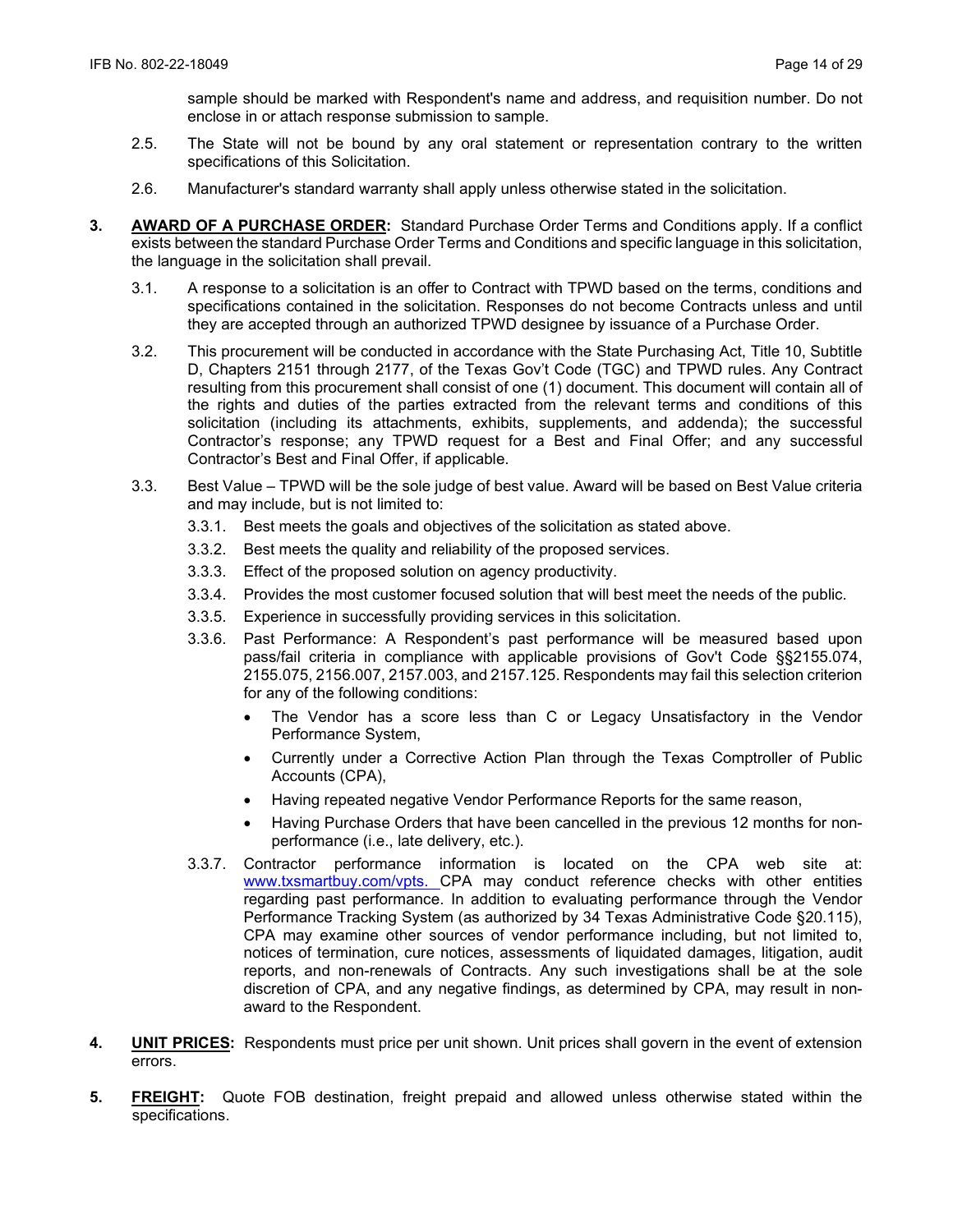sample should be marked with Respondent's name and address, and requisition number. Do not enclose in or attach response submission to sample.

2.5. The State will not be bound by any oral statement or representation contrary to the written specifications of this Solicitation.

2.6. Manufacturer's standard warranty shall apply unless otherwise stated in the solicitation.

**3. <u>AWARD OF A PURCHASE ORDER</u>:** Standard Purchase Order Terms and Conditions apply. If a conflict exists between the standard Purchase Order Terms and Conditions and specific language in this solicitation, the language in the solicitation shall prevail.

3.1. A response to a solicitation is an offer to Contract with TPWD based on the terms, conditions and specifications contained in the solicitation. Responses do not become Contracts unless and until they are accepted through an authorized TPWD designee by issuance of a Purchase Order.

3.2. This procurement will be conducted in accordance with the State Purchasing Act, Title 10, Subtitle D, Chapters 2151 through 2177, of the Texas Gov't Code (TGC) and TPWD rules. Any Contract resulting from this procurement shall consist of one (1) document. This document will contain all of the rights and duties of the parties extracted from the relevant terms and conditions of this solicitation (including its attachments, exhibits, supplements, and addenda); the successful Contractor's response; any TPWD request for a Best and Final Offer; and any successful Contractor's Best and Final Offer, if applicable.

3.3. Best Value – TPWD will be the sole judge of best value. Award will be based on Best Value criteria and may include, but is not limited to:

3.3.1. Best meets the goals and objectives of the solicitation as stated above.

3.3.2. Best meets the quality and reliability of the proposed services.

3.3.3. Effect of the proposed solution on agency productivity.

3.3.4. Provides the most customer focused solution that will best meet the needs of the public.

3.3.5. Experience in successfully providing services in this solicitation.

3.3.6. Past Performance: A Respondent's past performance will be measured based upon pass/fail criteria in compliance with applicable provisions of Gov't Code §§2155.074, 2155.075, 2156.007, 2157.003, and 2157.125. Respondents may fail this selection criterion for any of the following conditions:

- The Vendor has a score less than C or Legacy Unsatisfactory in the Vendor Performance System,
- Currently under a Corrective Action Plan through the Texas Comptroller of Public Accounts (CPA),
- Having repeated negative Vendor Performance Reports for the same reason,
- Having Purchase Orders that have been cancelled in the previous 12 months for non-performance (i.e., late delivery, etc.).

3.3.7. Contractor performance information is located on the CPA web site at: www.txsmartbuy.com/vpts. CPA may conduct reference checks with other entities regarding past performance. In addition to evaluating performance through the Vendor Performance Tracking System (as authorized by 34 Texas Administrative Code §20.115), CPA may examine other sources of vendor performance including, but not limited to, notices of termination, cure notices, assessments of liquidated damages, litigation, audit reports, and non-renewals of Contracts. Any such investigations shall be at the sole discretion of CPA, and any negative findings, as determined by CPA, may result in non-award to the Respondent.

**4. <u>UNIT PRICES</u>:** Respondents must price per unit shown. Unit prices shall govern in the event of extension errors.

**5. <u>FREIGHT</u>:** Quote FOB destination, freight prepaid and allowed unless otherwise stated within the specifications.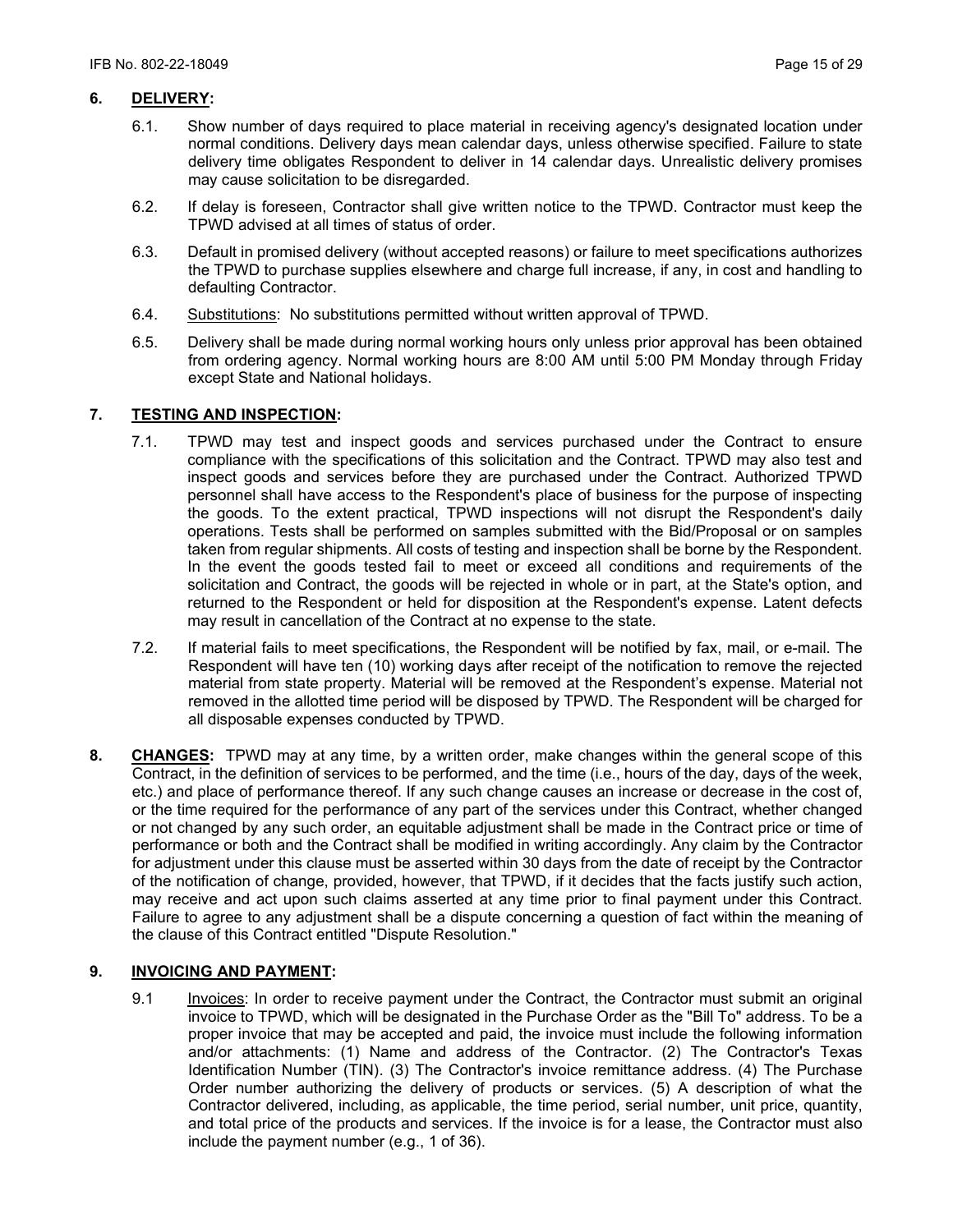## 6. DELIVERY:

6.1. Show number of days required to place material in receiving agency's designated location under normal conditions. Delivery days mean calendar days, unless otherwise specified. Failure to state delivery time obligates Respondent to deliver in 14 calendar days. Unrealistic delivery promises may cause solicitation to be disregarded.

6.2. If delay is foreseen, Contractor shall give written notice to the TPWD. Contractor must keep the TPWD advised at all times of status of order.

6.3. Default in promised delivery (without accepted reasons) or failure to meet specifications authorizes the TPWD to purchase supplies elsewhere and charge full increase, if any, in cost and handling to defaulting Contractor.

6.4. Substitutions: No substitutions permitted without written approval of TPWD.

6.5. Delivery shall be made during normal working hours only unless prior approval has been obtained from ordering agency. Normal working hours are 8:00 AM until 5:00 PM Monday through Friday except State and National holidays.

## 7. TESTING AND INSPECTION:

7.1. TPWD may test and inspect goods and services purchased under the Contract to ensure compliance with the specifications of this solicitation and the Contract. TPWD may also test and inspect goods and services before they are purchased under the Contract. Authorized TPWD personnel shall have access to the Respondent's place of business for the purpose of inspecting the goods. To the extent practical, TPWD inspections will not disrupt the Respondent's daily operations. Tests shall be performed on samples submitted with the Bid/Proposal or on samples taken from regular shipments. All costs of testing and inspection shall be borne by the Respondent. In the event the goods tested fail to meet or exceed all conditions and requirements of the solicitation and Contract, the goods will be rejected in whole or in part, at the State's option, and returned to the Respondent or held for disposition at the Respondent's expense. Latent defects may result in cancellation of the Contract at no expense to the state.

7.2. If material fails to meet specifications, the Respondent will be notified by fax, mail, or e-mail. The Respondent will have ten (10) working days after receipt of the notification to remove the rejected material from state property. Material will be removed at the Respondent's expense. Material not removed in the allotted time period will be disposed by TPWD. The Respondent will be charged for all disposable expenses conducted by TPWD.

**8. CHANGES:** TPWD may at any time, by a written order, make changes within the general scope of this Contract, in the definition of services to be performed, and the time (i.e., hours of the day, days of the week, etc.) and place of performance thereof. If any such change causes an increase or decrease in the cost of, or the time required for the performance of any part of the services under this Contract, whether changed or not changed by any such order, an equitable adjustment shall be made in the Contract price or time of performance or both and the Contract shall be modified in writing accordingly. Any claim by the Contractor for adjustment under this clause must be asserted within 30 days from the date of receipt by the Contractor of the notification of change, provided, however, that TPWD, if it decides that the facts justify such action, may receive and act upon such claims asserted at any time prior to final payment under this Contract. Failure to agree to any adjustment shall be a dispute concerning a question of fact within the meaning of the clause of this Contract entitled "Dispute Resolution."

## 9. INVOICING AND PAYMENT:

9.1 Invoices: In order to receive payment under the Contract, the Contractor must submit an original invoice to TPWD, which will be designated in the Purchase Order as the "Bill To" address. To be a proper invoice that may be accepted and paid, the invoice must include the following information and/or attachments: (1) Name and address of the Contractor. (2) The Contractor's Texas Identification Number (TIN). (3) The Contractor's invoice remittance address. (4) The Purchase Order number authorizing the delivery of products or services. (5) A description of what the Contractor delivered, including, as applicable, the time period, serial number, unit price, quantity, and total price of the products and services. If the invoice is for a lease, the Contractor must also include the payment number (e.g., 1 of 36).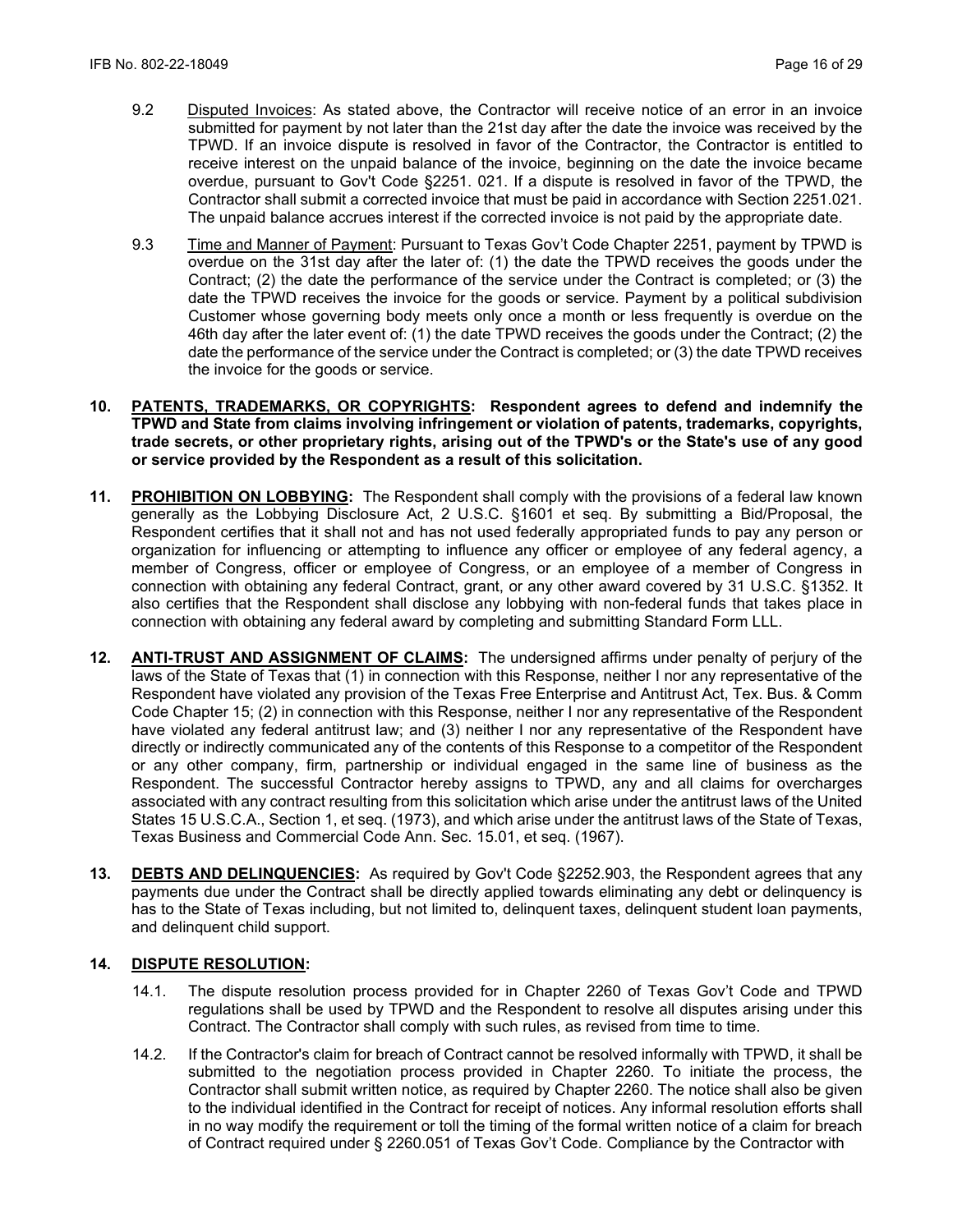9.2 Disputed Invoices: As stated above, the Contractor will receive notice of an error in an invoice submitted for payment by not later than the 21st day after the date the invoice was received by the TPWD. If an invoice dispute is resolved in favor of the Contractor, the Contractor is entitled to receive interest on the unpaid balance of the invoice, beginning on the date the invoice became overdue, pursuant to Gov't Code §2251. 021. If a dispute is resolved in favor of the TPWD, the Contractor shall submit a corrected invoice that must be paid in accordance with Section 2251.021. The unpaid balance accrues interest if the corrected invoice is not paid by the appropriate date.

9.3 Time and Manner of Payment: Pursuant to Texas Gov't Code Chapter 2251, payment by TPWD is overdue on the 31st day after the later of: (1) the date the TPWD receives the goods under the Contract; (2) the date the performance of the service under the Contract is completed; or (3) the date the TPWD receives the invoice for the goods or service. Payment by a political subdivision Customer whose governing body meets only once a month or less frequently is overdue on the 46th day after the later event of: (1) the date TPWD receives the goods under the Contract; (2) the date the performance of the service under the Contract is completed; or (3) the date TPWD receives the invoice for the goods or service.

**10. PATENTS, TRADEMARKS, OR COPYRIGHTS: Respondent agrees to defend and indemnify the TPWD and State from claims involving infringement or violation of patents, trademarks, copyrights, trade secrets, or other proprietary rights, arising out of the TPWD's or the State's use of any good or service provided by the Respondent as a result of this solicitation.**

**11. PROHIBITION ON LOBBYING:** The Respondent shall comply with the provisions of a federal law known generally as the Lobbying Disclosure Act, 2 U.S.C. §1601 et seq. By submitting a Bid/Proposal, the Respondent certifies that it shall not and has not used federally appropriated funds to pay any person or organization for influencing or attempting to influence any officer or employee of any federal agency, a member of Congress, officer or employee of Congress, or an employee of a member of Congress in connection with obtaining any federal Contract, grant, or any other award covered by 31 U.S.C. §1352. It also certifies that the Respondent shall disclose any lobbying with non-federal funds that takes place in connection with obtaining any federal award by completing and submitting Standard Form LLL.

**12. ANTI-TRUST AND ASSIGNMENT OF CLAIMS:** The undersigned affirms under penalty of perjury of the laws of the State of Texas that (1) in connection with this Response, neither I nor any representative of the Respondent have violated any provision of the Texas Free Enterprise and Antitrust Act, Tex. Bus. & Comm Code Chapter 15; (2) in connection with this Response, neither I nor any representative of the Respondent have violated any federal antitrust law; and (3) neither I nor any representative of the Respondent have directly or indirectly communicated any of the contents of this Response to a competitor of the Respondent or any other company, firm, partnership or individual engaged in the same line of business as the Respondent. The successful Contractor hereby assigns to TPWD, any and all claims for overcharges associated with any contract resulting from this solicitation which arise under the antitrust laws of the United States 15 U.S.C.A., Section 1, et seq. (1973), and which arise under the antitrust laws of the State of Texas, Texas Business and Commercial Code Ann. Sec. 15.01, et seq. (1967).

**13. DEBTS AND DELINQUENCIES:** As required by Gov't Code §2252.903, the Respondent agrees that any payments due under the Contract shall be directly applied towards eliminating any debt or delinquency is has to the State of Texas including, but not limited to, delinquent taxes, delinquent student loan payments, and delinquent child support.

**14. DISPUTE RESOLUTION:**

14.1. The dispute resolution process provided for in Chapter 2260 of Texas Gov't Code and TPWD regulations shall be used by TPWD and the Respondent to resolve all disputes arising under this Contract. The Contractor shall comply with such rules, as revised from time to time.

14.2. If the Contractor's claim for breach of Contract cannot be resolved informally with TPWD, it shall be submitted to the negotiation process provided in Chapter 2260. To initiate the process, the Contractor shall submit written notice, as required by Chapter 2260. The notice shall also be given to the individual identified in the Contract for receipt of notices. Any informal resolution efforts shall in no way modify the requirement or toll the timing of the formal written notice of a claim for breach of Contract required under § 2260.051 of Texas Gov't Code. Compliance by the Contractor with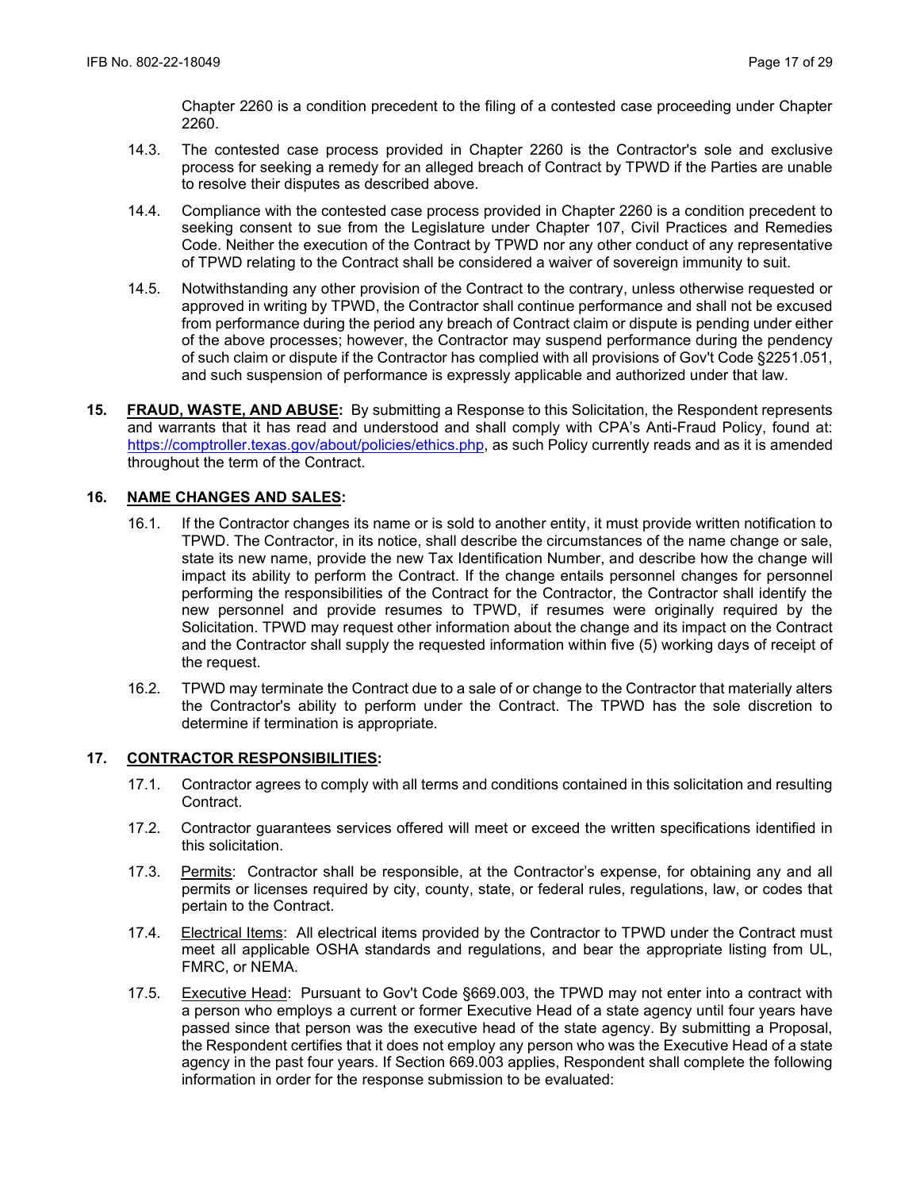Chapter 2260 is a condition precedent to the filing of a contested case proceeding under Chapter 2260.

14.3. The contested case process provided in Chapter 2260 is the Contractor's sole and exclusive process for seeking a remedy for an alleged breach of Contract by TPWD if the Parties are unable to resolve their disputes as described above.

14.4. Compliance with the contested case process provided in Chapter 2260 is a condition precedent to seeking consent to sue from the Legislature under Chapter 107, Civil Practices and Remedies Code. Neither the execution of the Contract by TPWD nor any other conduct of any representative of TPWD relating to the Contract shall be considered a waiver of sovereign immunity to suit.

14.5. Notwithstanding any other provision of the Contract to the contrary, unless otherwise requested or approved in writing by TPWD, the Contractor shall continue performance and shall not be excused from performance during the period any breach of Contract claim or dispute is pending under either of the above processes; however, the Contractor may suspend performance during the pendency of such claim or dispute if the Contractor has complied with all provisions of Gov't Code §2251.051, and such suspension of performance is expressly applicable and authorized under that law.

**15. FRAUD, WASTE, AND ABUSE:** By submitting a Response to this Solicitation, the Respondent represents and warrants that it has read and understood and shall comply with CPA's Anti-Fraud Policy, found at: https://comptroller.texas.gov/about/policies/ethics.php, as such Policy currently reads and as it is amended throughout the term of the Contract.

**16. NAME CHANGES AND SALES:**

16.1. If the Contractor changes its name or is sold to another entity, it must provide written notification to TPWD. The Contractor, in its notice, shall describe the circumstances of the name change or sale, state its new name, provide the new Tax Identification Number, and describe how the change will impact its ability to perform the Contract. If the change entails personnel changes for personnel performing the responsibilities of the Contract for the Contractor, the Contractor shall identify the new personnel and provide resumes to TPWD, if resumes were originally required by the Solicitation. TPWD may request other information about the change and its impact on the Contract and the Contractor shall supply the requested information within five (5) working days of receipt of the request.

16.2. TPWD may terminate the Contract due to a sale of or change to the Contractor that materially alters the Contractor's ability to perform under the Contract. The TPWD has the sole discretion to determine if termination is appropriate.

**17. CONTRACTOR RESPONSIBILITIES:**

17.1. Contractor agrees to comply with all terms and conditions contained in this solicitation and resulting Contract.

17.2. Contractor guarantees services offered will meet or exceed the written specifications identified in this solicitation.

17.3. Permits: Contractor shall be responsible, at the Contractor's expense, for obtaining any and all permits or licenses required by city, county, state, or federal rules, regulations, law, or codes that pertain to the Contract.

17.4. Electrical Items: All electrical items provided by the Contractor to TPWD under the Contract must meet all applicable OSHA standards and regulations, and bear the appropriate listing from UL, FMRC, or NEMA.

17.5. Executive Head: Pursuant to Gov't Code §669.003, the TPWD may not enter into a contract with a person who employs a current or former Executive Head of a state agency until four years have passed since that person was the executive head of the state agency. By submitting a Proposal, the Respondent certifies that it does not employ any person who was the Executive Head of a state agency in the past four years. If Section 669.003 applies, Respondent shall complete the following information in order for the response submission to be evaluated: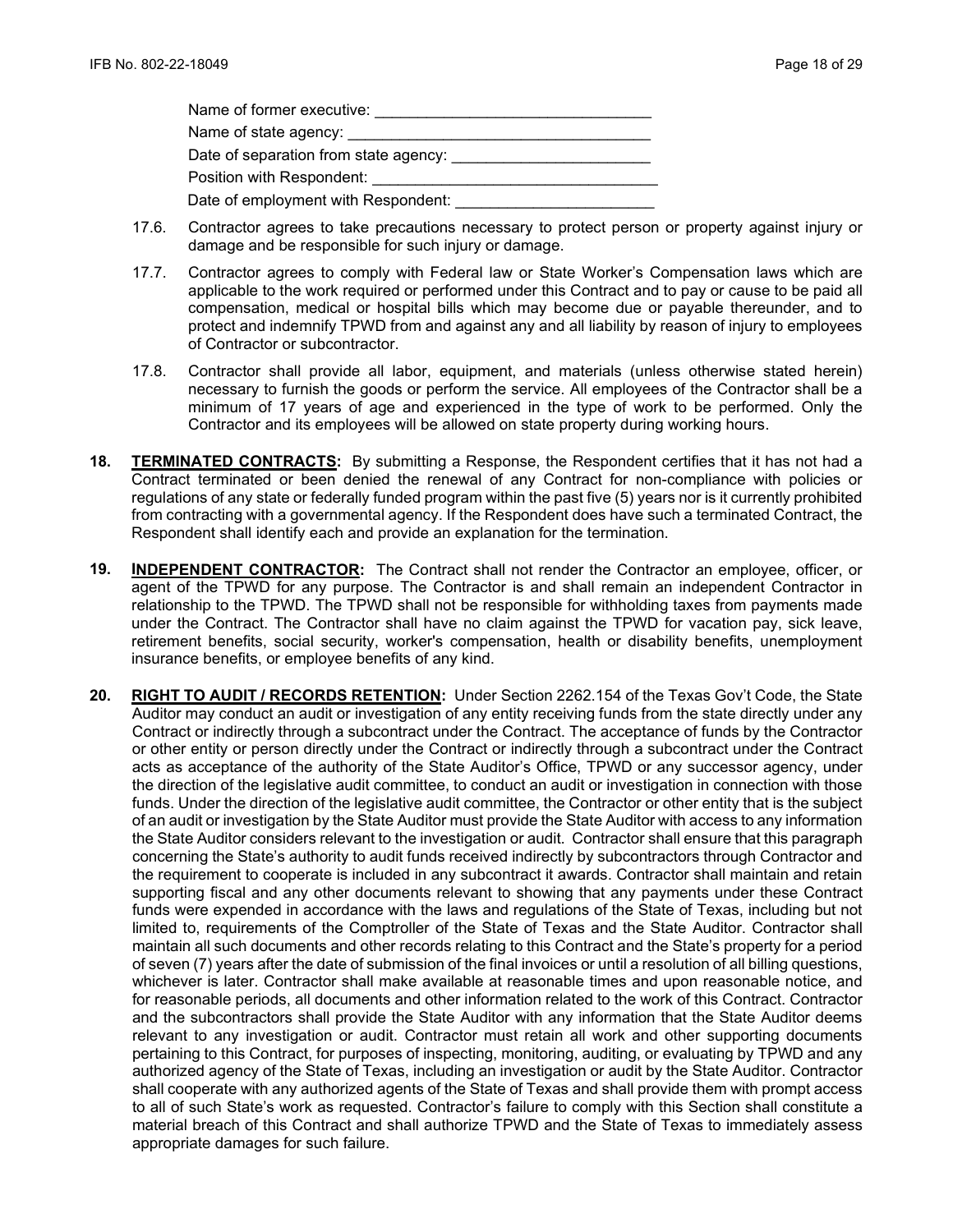Name of former executive: ________________________________

Name of state agency: ___________________________________

Date of separation from state agency: _______________________

Position with Respondent: _________________________________

Date of employment with Respondent: _______________________

17.6. Contractor agrees to take precautions necessary to protect person or property against injury or damage and be responsible for such injury or damage.

17.7. Contractor agrees to comply with Federal law or State Worker's Compensation laws which are applicable to the work required or performed under this Contract and to pay or cause to be paid all compensation, medical or hospital bills which may become due or payable thereunder, and to protect and indemnify TPWD from and against any and all liability by reason of injury to employees of Contractor or subcontractor.

17.8. Contractor shall provide all labor, equipment, and materials (unless otherwise stated herein) necessary to furnish the goods or perform the service. All employees of the Contractor shall be a minimum of 17 years of age and experienced in the type of work to be performed. Only the Contractor and its employees will be allowed on state property during working hours.

**18. TERMINATED CONTRACTS:** By submitting a Response, the Respondent certifies that it has not had a Contract terminated or been denied the renewal of any Contract for non-compliance with policies or regulations of any state or federally funded program within the past five (5) years nor is it currently prohibited from contracting with a governmental agency. If the Respondent does have such a terminated Contract, the Respondent shall identify each and provide an explanation for the termination.

**19. INDEPENDENT CONTRACTOR:** The Contract shall not render the Contractor an employee, officer, or agent of the TPWD for any purpose. The Contractor is and shall remain an independent Contractor in relationship to the TPWD. The TPWD shall not be responsible for withholding taxes from payments made under the Contract. The Contractor shall have no claim against the TPWD for vacation pay, sick leave, retirement benefits, social security, worker's compensation, health or disability benefits, unemployment insurance benefits, or employee benefits of any kind.

**20. RIGHT TO AUDIT / RECORDS RETENTION:** Under Section 2262.154 of the Texas Gov't Code, the State Auditor may conduct an audit or investigation of any entity receiving funds from the state directly under any Contract or indirectly through a subcontract under the Contract. The acceptance of funds by the Contractor or other entity or person directly under the Contract or indirectly through a subcontract under the Contract acts as acceptance of the authority of the State Auditor's Office, TPWD or any successor agency, under the direction of the legislative audit committee, to conduct an audit or investigation in connection with those funds. Under the direction of the legislative audit committee, the Contractor or other entity that is the subject of an audit or investigation by the State Auditor must provide the State Auditor with access to any information the State Auditor considers relevant to the investigation or audit. Contractor shall ensure that this paragraph concerning the State's authority to audit funds received indirectly by subcontractors through Contractor and the requirement to cooperate is included in any subcontract it awards. Contractor shall maintain and retain supporting fiscal and any other documents relevant to showing that any payments under these Contract funds were expended in accordance with the laws and regulations of the State of Texas, including but not limited to, requirements of the Comptroller of the State of Texas and the State Auditor. Contractor shall maintain all such documents and other records relating to this Contract and the State's property for a period of seven (7) years after the date of submission of the final invoices or until a resolution of all billing questions, whichever is later. Contractor shall make available at reasonable times and upon reasonable notice, and for reasonable periods, all documents and other information related to the work of this Contract. Contractor and the subcontractors shall provide the State Auditor with any information that the State Auditor deems relevant to any investigation or audit. Contractor must retain all work and other supporting documents pertaining to this Contract, for purposes of inspecting, monitoring, auditing, or evaluating by TPWD and any authorized agency of the State of Texas, including an investigation or audit by the State Auditor. Contractor shall cooperate with any authorized agents of the State of Texas and shall provide them with prompt access to all of such State's work as requested. Contractor's failure to comply with this Section shall constitute a material breach of this Contract and shall authorize TPWD and the State of Texas to immediately assess appropriate damages for such failure.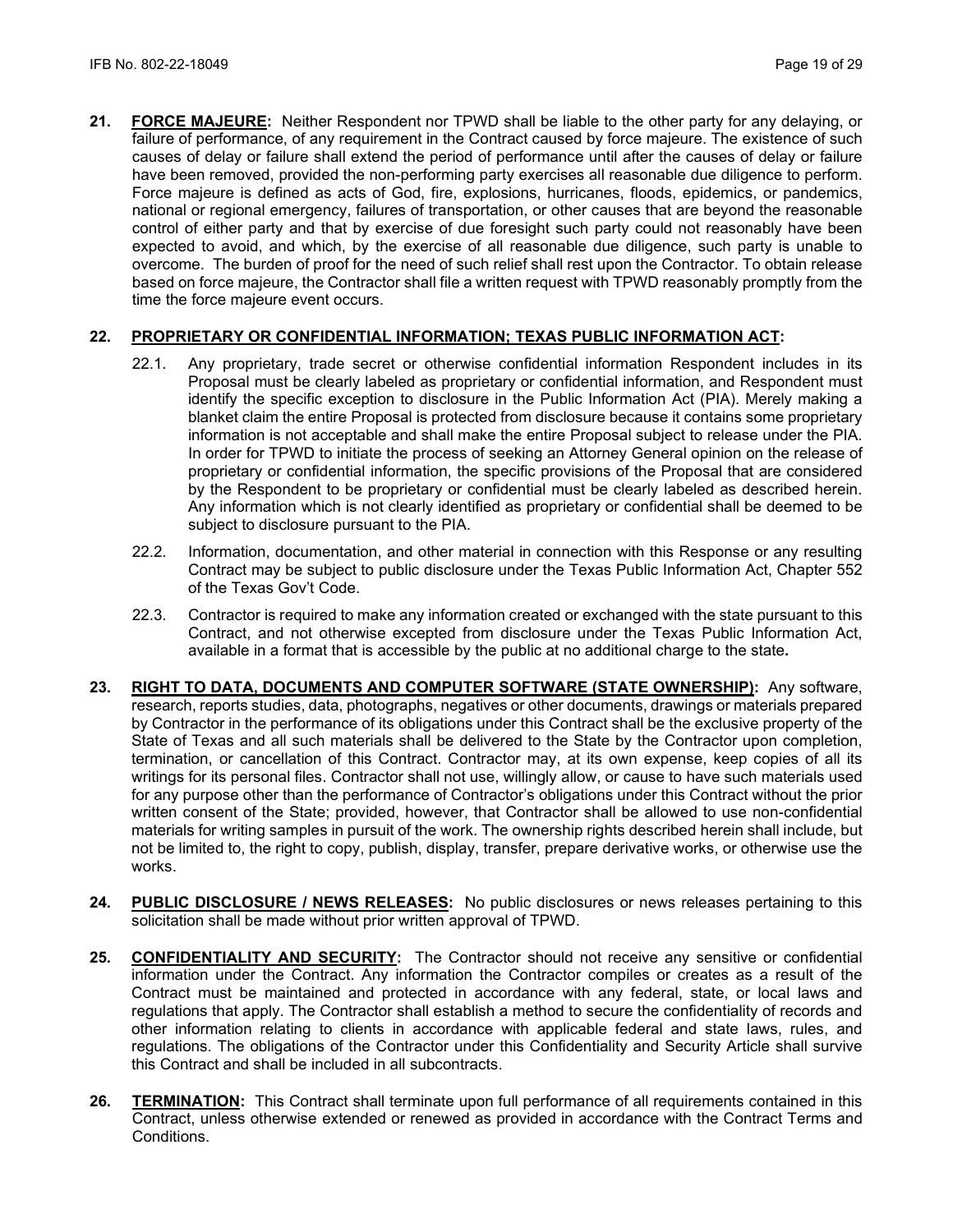**21. FORCE MAJEURE:** Neither Respondent nor TPWD shall be liable to the other party for any delaying, or failure of performance, of any requirement in the Contract caused by force majeure. The existence of such causes of delay or failure shall extend the period of performance until after the causes of delay or failure have been removed, provided the non-performing party exercises all reasonable due diligence to perform. Force majeure is defined as acts of God, fire, explosions, hurricanes, floods, epidemics, or pandemics, national or regional emergency, failures of transportation, or other causes that are beyond the reasonable control of either party and that by exercise of due foresight such party could not reasonably have been expected to avoid, and which, by the exercise of all reasonable due diligence, such party is unable to overcome. The burden of proof for the need of such relief shall rest upon the Contractor. To obtain release based on force majeure, the Contractor shall file a written request with TPWD reasonably promptly from the time the force majeure event occurs.

**22. PROPRIETARY OR CONFIDENTIAL INFORMATION; TEXAS PUBLIC INFORMATION ACT:**

22.1. Any proprietary, trade secret or otherwise confidential information Respondent includes in its Proposal must be clearly labeled as proprietary or confidential information, and Respondent must identify the specific exception to disclosure in the Public Information Act (PIA). Merely making a blanket claim the entire Proposal is protected from disclosure because it contains some proprietary information is not acceptable and shall make the entire Proposal subject to release under the PIA. In order for TPWD to initiate the process of seeking an Attorney General opinion on the release of proprietary or confidential information, the specific provisions of the Proposal that are considered by the Respondent to be proprietary or confidential must be clearly labeled as described herein. Any information which is not clearly identified as proprietary or confidential shall be deemed to be subject to disclosure pursuant to the PIA.

22.2. Information, documentation, and other material in connection with this Response or any resulting Contract may be subject to public disclosure under the Texas Public Information Act, Chapter 552 of the Texas Gov't Code.

22.3. Contractor is required to make any information created or exchanged with the state pursuant to this Contract, and not otherwise excepted from disclosure under the Texas Public Information Act, available in a format that is accessible by the public at no additional charge to the state**.**

**23. RIGHT TO DATA, DOCUMENTS AND COMPUTER SOFTWARE (STATE OWNERSHIP):** Any software, research, reports studies, data, photographs, negatives or other documents, drawings or materials prepared by Contractor in the performance of its obligations under this Contract shall be the exclusive property of the State of Texas and all such materials shall be delivered to the State by the Contractor upon completion, termination, or cancellation of this Contract. Contractor may, at its own expense, keep copies of all its writings for its personal files. Contractor shall not use, willingly allow, or cause to have such materials used for any purpose other than the performance of Contractor's obligations under this Contract without the prior written consent of the State; provided, however, that Contractor shall be allowed to use non-confidential materials for writing samples in pursuit of the work. The ownership rights described herein shall include, but not be limited to, the right to copy, publish, display, transfer, prepare derivative works, or otherwise use the works.

**24. PUBLIC DISCLOSURE / NEWS RELEASES:** No public disclosures or news releases pertaining to this solicitation shall be made without prior written approval of TPWD.

**25. CONFIDENTIALITY AND SECURITY:** The Contractor should not receive any sensitive or confidential information under the Contract. Any information the Contractor compiles or creates as a result of the Contract must be maintained and protected in accordance with any federal, state, or local laws and regulations that apply. The Contractor shall establish a method to secure the confidentiality of records and other information relating to clients in accordance with applicable federal and state laws, rules, and regulations. The obligations of the Contractor under this Confidentiality and Security Article shall survive this Contract and shall be included in all subcontracts.

**26. TERMINATION:** This Contract shall terminate upon full performance of all requirements contained in this Contract, unless otherwise extended or renewed as provided in accordance with the Contract Terms and Conditions.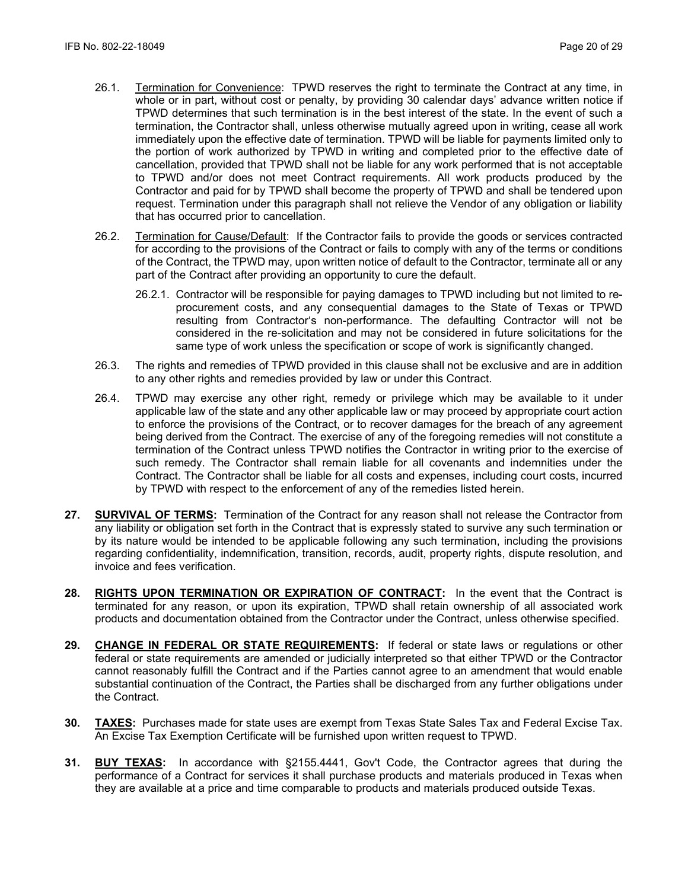26.1. Termination for Convenience: TPWD reserves the right to terminate the Contract at any time, in whole or in part, without cost or penalty, by providing 30 calendar days' advance written notice if TPWD determines that such termination is in the best interest of the state. In the event of such a termination, the Contractor shall, unless otherwise mutually agreed upon in writing, cease all work immediately upon the effective date of termination. TPWD will be liable for payments limited only to the portion of work authorized by TPWD in writing and completed prior to the effective date of cancellation, provided that TPWD shall not be liable for any work performed that is not acceptable to TPWD and/or does not meet Contract requirements. All work products produced by the Contractor and paid for by TPWD shall become the property of TPWD and shall be tendered upon request. Termination under this paragraph shall not relieve the Vendor of any obligation or liability that has occurred prior to cancellation.

26.2. Termination for Cause/Default: If the Contractor fails to provide the goods or services contracted for according to the provisions of the Contract or fails to comply with any of the terms or conditions of the Contract, the TPWD may, upon written notice of default to the Contractor, terminate all or any part of the Contract after providing an opportunity to cure the default.

26.2.1. Contractor will be responsible for paying damages to TPWD including but not limited to re-procurement costs, and any consequential damages to the State of Texas or TPWD resulting from Contractor's non-performance. The defaulting Contractor will not be considered in the re-solicitation and may not be considered in future solicitations for the same type of work unless the specification or scope of work is significantly changed.

26.3. The rights and remedies of TPWD provided in this clause shall not be exclusive and are in addition to any other rights and remedies provided by law or under this Contract.

26.4. TPWD may exercise any other right, remedy or privilege which may be available to it under applicable law of the state and any other applicable law or may proceed by appropriate court action to enforce the provisions of the Contract, or to recover damages for the breach of any agreement being derived from the Contract. The exercise of any of the foregoing remedies will not constitute a termination of the Contract unless TPWD notifies the Contractor in writing prior to the exercise of such remedy. The Contractor shall remain liable for all covenants and indemnities under the Contract. The Contractor shall be liable for all costs and expenses, including court costs, incurred by TPWD with respect to the enforcement of any of the remedies listed herein.

**27. SURVIVAL OF TERMS:** Termination of the Contract for any reason shall not release the Contractor from any liability or obligation set forth in the Contract that is expressly stated to survive any such termination or by its nature would be intended to be applicable following any such termination, including the provisions regarding confidentiality, indemnification, transition, records, audit, property rights, dispute resolution, and invoice and fees verification.

**28. RIGHTS UPON TERMINATION OR EXPIRATION OF CONTRACT:** In the event that the Contract is terminated for any reason, or upon its expiration, TPWD shall retain ownership of all associated work products and documentation obtained from the Contractor under the Contract, unless otherwise specified.

**29. CHANGE IN FEDERAL OR STATE REQUIREMENTS:** If federal or state laws or regulations or other federal or state requirements are amended or judicially interpreted so that either TPWD or the Contractor cannot reasonably fulfill the Contract and if the Parties cannot agree to an amendment that would enable substantial continuation of the Contract, the Parties shall be discharged from any further obligations under the Contract.

**30. TAXES:** Purchases made for state uses are exempt from Texas State Sales Tax and Federal Excise Tax. An Excise Tax Exemption Certificate will be furnished upon written request to TPWD.

**31. BUY TEXAS:** In accordance with §2155.4441, Gov't Code, the Contractor agrees that during the performance of a Contract for services it shall purchase products and materials produced in Texas when they are available at a price and time comparable to products and materials produced outside Texas.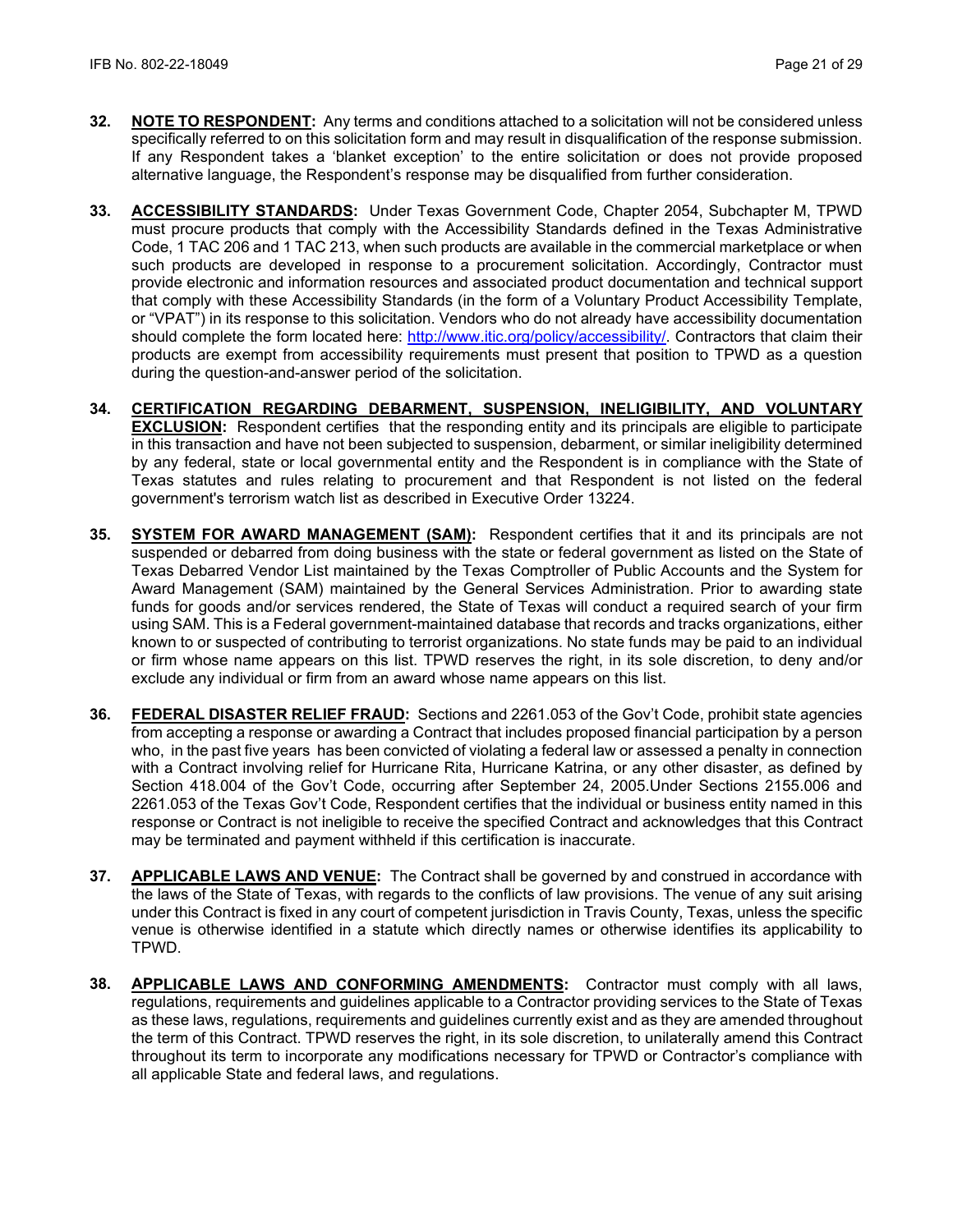**32.** **NOTE TO RESPONDENT:** Any terms and conditions attached to a solicitation will not be considered unless specifically referred to on this solicitation form and may result in disqualification of the response submission. If any Respondent takes a 'blanket exception' to the entire solicitation or does not provide proposed alternative language, the Respondent's response may be disqualified from further consideration.

**33.** **ACCESSIBILITY STANDARDS:** Under Texas Government Code, Chapter 2054, Subchapter M, TPWD must procure products that comply with the Accessibility Standards defined in the Texas Administrative Code, 1 TAC 206 and 1 TAC 213, when such products are available in the commercial marketplace or when such products are developed in response to a procurement solicitation. Accordingly, Contractor must provide electronic and information resources and associated product documentation and technical support that comply with these Accessibility Standards (in the form of a Voluntary Product Accessibility Template, or "VPAT") in its response to this solicitation. Vendors who do not already have accessibility documentation should complete the form located here: [http://www.itic.org/policy/accessibility/](http://www.itic.org/policy/accessibility/). Contractors that claim their products are exempt from accessibility requirements must present that position to TPWD as a question during the question-and-answer period of the solicitation.

**34.** **CERTIFICATION REGARDING DEBARMENT, SUSPENSION, INELIGIBILITY, AND VOLUNTARY EXCLUSION:** Respondent certifies that the responding entity and its principals are eligible to participate in this transaction and have not been subjected to suspension, debarment, or similar ineligibility determined by any federal, state or local governmental entity and the Respondent is in compliance with the State of Texas statutes and rules relating to procurement and that Respondent is not listed on the federal government's terrorism watch list as described in Executive Order 13224.

**35.** **SYSTEM FOR AWARD MANAGEMENT (SAM):** Respondent certifies that it and its principals are not suspended or debarred from doing business with the state or federal government as listed on the State of Texas Debarred Vendor List maintained by the Texas Comptroller of Public Accounts and the System for Award Management (SAM) maintained by the General Services Administration. Prior to awarding state funds for goods and/or services rendered, the State of Texas will conduct a required search of your firm using SAM. This is a Federal government-maintained database that records and tracks organizations, either known to or suspected of contributing to terrorist organizations. No state funds may be paid to an individual or firm whose name appears on this list. TPWD reserves the right, in its sole discretion, to deny and/or exclude any individual or firm from an award whose name appears on this list.

**36.** **FEDERAL DISASTER RELIEF FRAUD:** Sections and 2261.053 of the Gov't Code, prohibit state agencies from accepting a response or awarding a Contract that includes proposed financial participation by a person who, in the past five years has been convicted of violating a federal law or assessed a penalty in connection with a Contract involving relief for Hurricane Rita, Hurricane Katrina, or any other disaster, as defined by Section 418.004 of the Gov't Code, occurring after September 24, 2005.Under Sections 2155.006 and 2261.053 of the Texas Gov't Code, Respondent certifies that the individual or business entity named in this response or Contract is not ineligible to receive the specified Contract and acknowledges that this Contract may be terminated and payment withheld if this certification is inaccurate.

**37.** **APPLICABLE LAWS AND VENUE:** The Contract shall be governed by and construed in accordance with the laws of the State of Texas, with regards to the conflicts of law provisions. The venue of any suit arising under this Contract is fixed in any court of competent jurisdiction in Travis County, Texas, unless the specific venue is otherwise identified in a statute which directly names or otherwise identifies its applicability to TPWD.

**38.** **APPLICABLE LAWS AND CONFORMING AMENDMENTS:** Contractor must comply with all laws, regulations, requirements and guidelines applicable to a Contractor providing services to the State of Texas as these laws, regulations, requirements and guidelines currently exist and as they are amended throughout the term of this Contract. TPWD reserves the right, in its sole discretion, to unilaterally amend this Contract throughout its term to incorporate any modifications necessary for TPWD or Contractor's compliance with all applicable State and federal laws, and regulations.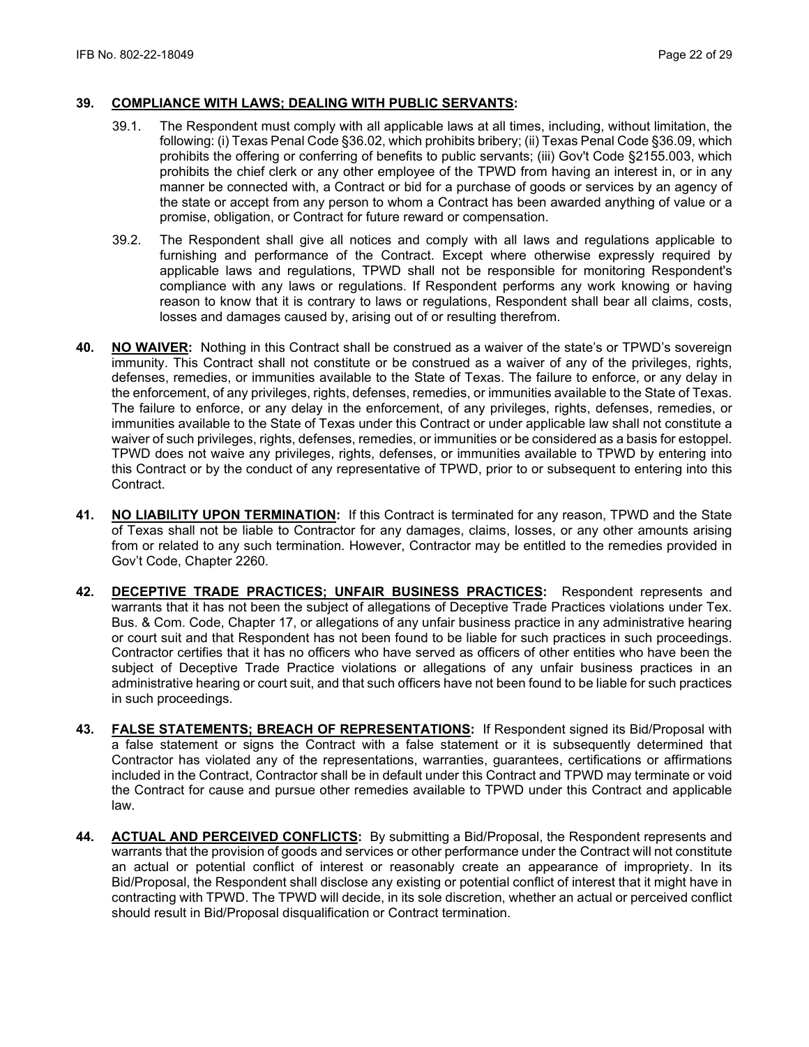**39. COMPLIANCE WITH LAWS; DEALING WITH PUBLIC SERVANTS:**

39.1. The Respondent must comply with all applicable laws at all times, including, without limitation, the following: (i) Texas Penal Code §36.02, which prohibits bribery; (ii) Texas Penal Code §36.09, which prohibits the offering or conferring of benefits to public servants; (iii) Gov't Code §2155.003, which prohibits the chief clerk or any other employee of the TPWD from having an interest in, or in any manner be connected with, a Contract or bid for a purchase of goods or services by an agency of the state or accept from any person to whom a Contract has been awarded anything of value or a promise, obligation, or Contract for future reward or compensation.

39.2. The Respondent shall give all notices and comply with all laws and regulations applicable to furnishing and performance of the Contract. Except where otherwise expressly required by applicable laws and regulations, TPWD shall not be responsible for monitoring Respondent's compliance with any laws or regulations. If Respondent performs any work knowing or having reason to know that it is contrary to laws or regulations, Respondent shall bear all claims, costs, losses and damages caused by, arising out of or resulting therefrom.

**40. NO WAIVER:** Nothing in this Contract shall be construed as a waiver of the state's or TPWD's sovereign immunity. This Contract shall not constitute or be construed as a waiver of any of the privileges, rights, defenses, remedies, or immunities available to the State of Texas. The failure to enforce, or any delay in the enforcement, of any privileges, rights, defenses, remedies, or immunities available to the State of Texas. The failure to enforce, or any delay in the enforcement, of any privileges, rights, defenses, remedies, or immunities available to the State of Texas under this Contract or under applicable law shall not constitute a waiver of such privileges, rights, defenses, remedies, or immunities or be considered as a basis for estoppel. TPWD does not waive any privileges, rights, defenses, or immunities available to TPWD by entering into this Contract or by the conduct of any representative of TPWD, prior to or subsequent to entering into this Contract.

**41. NO LIABILITY UPON TERMINATION:** If this Contract is terminated for any reason, TPWD and the State of Texas shall not be liable to Contractor for any damages, claims, losses, or any other amounts arising from or related to any such termination. However, Contractor may be entitled to the remedies provided in Gov't Code, Chapter 2260.

**42. DECEPTIVE TRADE PRACTICES; UNFAIR BUSINESS PRACTICES:** Respondent represents and warrants that it has not been the subject of allegations of Deceptive Trade Practices violations under Tex. Bus. & Com. Code, Chapter 17, or allegations of any unfair business practice in any administrative hearing or court suit and that Respondent has not been found to be liable for such practices in such proceedings. Contractor certifies that it has no officers who have served as officers of other entities who have been the subject of Deceptive Trade Practice violations or allegations of any unfair business practices in an administrative hearing or court suit, and that such officers have not been found to be liable for such practices in such proceedings.

**43. FALSE STATEMENTS; BREACH OF REPRESENTATIONS:** If Respondent signed its Bid/Proposal with a false statement or signs the Contract with a false statement or it is subsequently determined that Contractor has violated any of the representations, warranties, guarantees, certifications or affirmations included in the Contract, Contractor shall be in default under this Contract and TPWD may terminate or void the Contract for cause and pursue other remedies available to TPWD under this Contract and applicable law.

**44. ACTUAL AND PERCEIVED CONFLICTS:** By submitting a Bid/Proposal, the Respondent represents and warrants that the provision of goods and services or other performance under the Contract will not constitute an actual or potential conflict of interest or reasonably create an appearance of impropriety. In its Bid/Proposal, the Respondent shall disclose any existing or potential conflict of interest that it might have in contracting with TPWD. The TPWD will decide, in its sole discretion, whether an actual or perceived conflict should result in Bid/Proposal disqualification or Contract termination.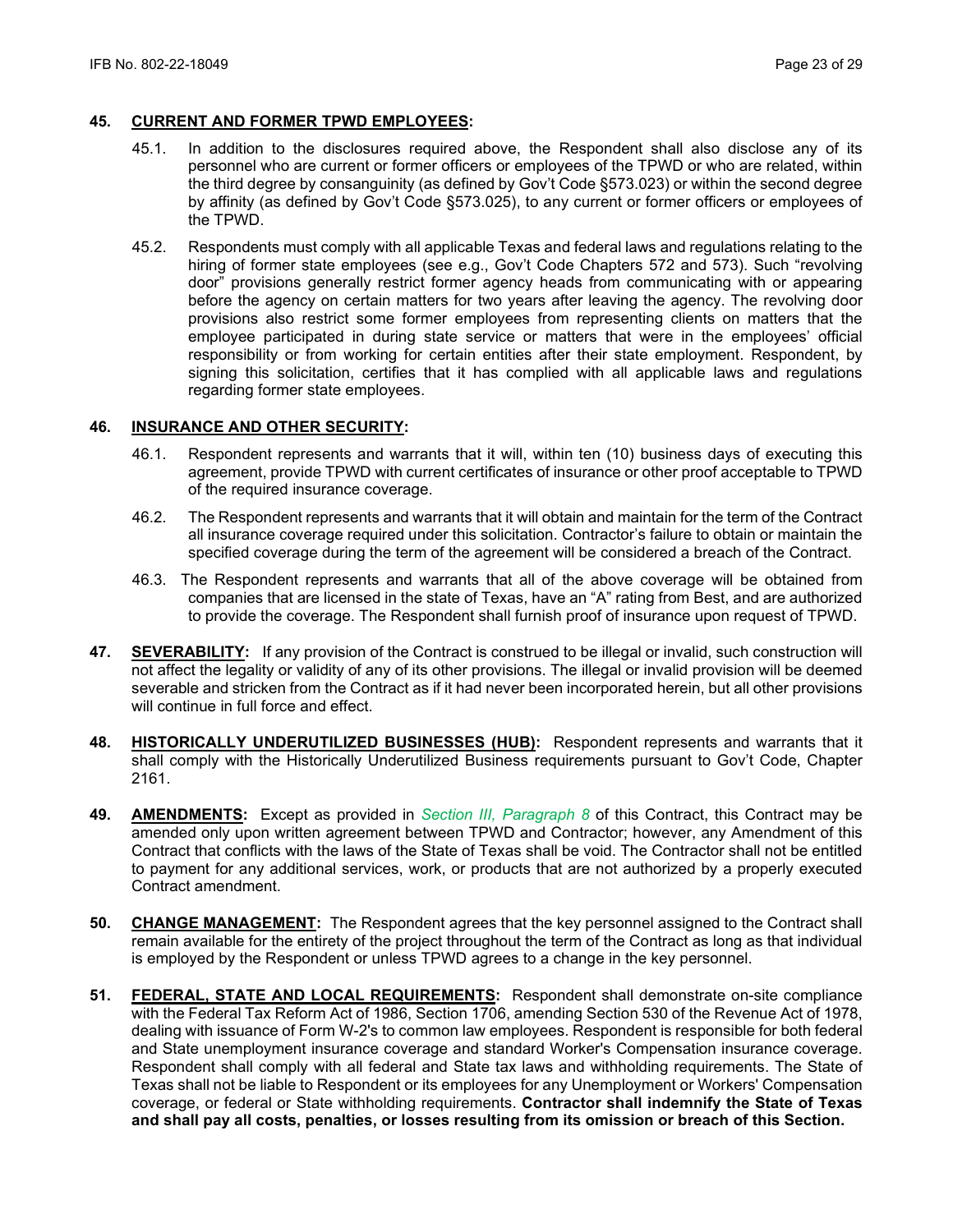**45. CURRENT AND FORMER TPWD EMPLOYEES:**

45.1. In addition to the disclosures required above, the Respondent shall also disclose any of its personnel who are current or former officers or employees of the TPWD or who are related, within the third degree by consanguinity (as defined by Gov't Code §573.023) or within the second degree by affinity (as defined by Gov't Code §573.025), to any current or former officers or employees of the TPWD.

45.2. Respondents must comply with all applicable Texas and federal laws and regulations relating to the hiring of former state employees (see e.g., Gov't Code Chapters 572 and 573). Such "revolving door" provisions generally restrict former agency heads from communicating with or appearing before the agency on certain matters for two years after leaving the agency. The revolving door provisions also restrict some former employees from representing clients on matters that the employee participated in during state service or matters that were in the employees' official responsibility or from working for certain entities after their state employment. Respondent, by signing this solicitation, certifies that it has complied with all applicable laws and regulations regarding former state employees.

**46. INSURANCE AND OTHER SECURITY:**

46.1. Respondent represents and warrants that it will, within ten (10) business days of executing this agreement, provide TPWD with current certificates of insurance or other proof acceptable to TPWD of the required insurance coverage.

46.2. The Respondent represents and warrants that it will obtain and maintain for the term of the Contract all insurance coverage required under this solicitation. Contractor's failure to obtain or maintain the specified coverage during the term of the agreement will be considered a breach of the Contract.

46.3. The Respondent represents and warrants that all of the above coverage will be obtained from companies that are licensed in the state of Texas, have an "A" rating from Best, and are authorized to provide the coverage. The Respondent shall furnish proof of insurance upon request of TPWD.

**47. SEVERABILITY:** If any provision of the Contract is construed to be illegal or invalid, such construction will not affect the legality or validity of any of its other provisions. The illegal or invalid provision will be deemed severable and stricken from the Contract as if it had never been incorporated herein, but all other provisions will continue in full force and effect.

**48. HISTORICALLY UNDERUTILIZED BUSINESSES (HUB):** Respondent represents and warrants that it shall comply with the Historically Underutilized Business requirements pursuant to Gov't Code, Chapter 2161.

**49. AMENDMENTS:** Except as provided in *Section III, Paragraph 8* of this Contract, this Contract may be amended only upon written agreement between TPWD and Contractor; however, any Amendment of this Contract that conflicts with the laws of the State of Texas shall be void. The Contractor shall not be entitled to payment for any additional services, work, or products that are not authorized by a properly executed Contract amendment.

**50. CHANGE MANAGEMENT:** The Respondent agrees that the key personnel assigned to the Contract shall remain available for the entirety of the project throughout the term of the Contract as long as that individual is employed by the Respondent or unless TPWD agrees to a change in the key personnel.

**51. FEDERAL, STATE AND LOCAL REQUIREMENTS:** Respondent shall demonstrate on-site compliance with the Federal Tax Reform Act of 1986, Section 1706, amending Section 530 of the Revenue Act of 1978, dealing with issuance of Form W-2's to common law employees. Respondent is responsible for both federal and State unemployment insurance coverage and standard Worker's Compensation insurance coverage. Respondent shall comply with all federal and State tax laws and withholding requirements. The State of Texas shall not be liable to Respondent or its employees for any Unemployment or Workers' Compensation coverage, or federal or State withholding requirements. **Contractor shall indemnify the State of Texas and shall pay all costs, penalties, or losses resulting from its omission or breach of this Section.**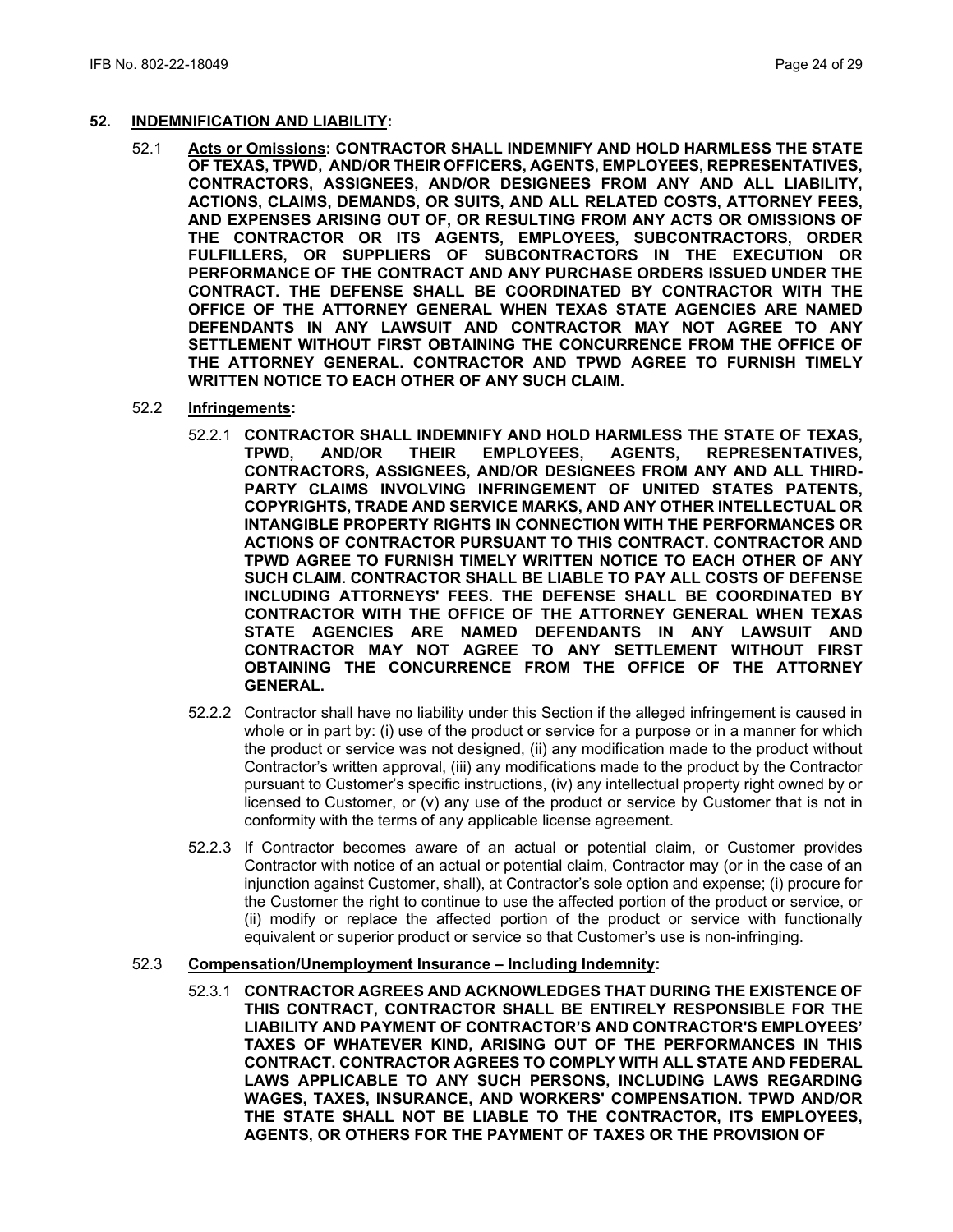## 52. INDEMNIFICATION AND LIABILITY:

52.1 **Acts or Omissions: CONTRACTOR SHALL INDEMNIFY AND HOLD HARMLESS THE STATE OF TEXAS, TPWD, AND/OR THEIR OFFICERS, AGENTS, EMPLOYEES, REPRESENTATIVES, CONTRACTORS, ASSIGNEES, AND/OR DESIGNEES FROM ANY AND ALL LIABILITY, ACTIONS, CLAIMS, DEMANDS, OR SUITS, AND ALL RELATED COSTS, ATTORNEY FEES, AND EXPENSES ARISING OUT OF, OR RESULTING FROM ANY ACTS OR OMISSIONS OF THE CONTRACTOR OR ITS AGENTS, EMPLOYEES, SUBCONTRACTORS, ORDER FULFILLERS, OR SUPPLIERS OF SUBCONTRACTORS IN THE EXECUTION OR PERFORMANCE OF THE CONTRACT AND ANY PURCHASE ORDERS ISSUED UNDER THE CONTRACT. THE DEFENSE SHALL BE COORDINATED BY CONTRACTOR WITH THE OFFICE OF THE ATTORNEY GENERAL WHEN TEXAS STATE AGENCIES ARE NAMED DEFENDANTS IN ANY LAWSUIT AND CONTRACTOR MAY NOT AGREE TO ANY SETTLEMENT WITHOUT FIRST OBTAINING THE CONCURRENCE FROM THE OFFICE OF THE ATTORNEY GENERAL. CONTRACTOR AND TPWD AGREE TO FURNISH TIMELY WRITTEN NOTICE TO EACH OTHER OF ANY SUCH CLAIM.**

52.2 **Infringements:**

52.2.1 **CONTRACTOR SHALL INDEMNIFY AND HOLD HARMLESS THE STATE OF TEXAS, TPWD, AND/OR THEIR EMPLOYEES, AGENTS, REPRESENTATIVES, CONTRACTORS, ASSIGNEES, AND/OR DESIGNEES FROM ANY AND ALL THIRD-PARTY CLAIMS INVOLVING INFRINGEMENT OF UNITED STATES PATENTS, COPYRIGHTS, TRADE AND SERVICE MARKS, AND ANY OTHER INTELLECTUAL OR INTANGIBLE PROPERTY RIGHTS IN CONNECTION WITH THE PERFORMANCES OR ACTIONS OF CONTRACTOR PURSUANT TO THIS CONTRACT. CONTRACTOR AND TPWD AGREE TO FURNISH TIMELY WRITTEN NOTICE TO EACH OTHER OF ANY SUCH CLAIM. CONTRACTOR SHALL BE LIABLE TO PAY ALL COSTS OF DEFENSE INCLUDING ATTORNEYS' FEES. THE DEFENSE SHALL BE COORDINATED BY CONTRACTOR WITH THE OFFICE OF THE ATTORNEY GENERAL WHEN TEXAS STATE AGENCIES ARE NAMED DEFENDANTS IN ANY LAWSUIT AND CONTRACTOR MAY NOT AGREE TO ANY SETTLEMENT WITHOUT FIRST OBTAINING THE CONCURRENCE FROM THE OFFICE OF THE ATTORNEY GENERAL.**

52.2.2 Contractor shall have no liability under this Section if the alleged infringement is caused in whole or in part by: (i) use of the product or service for a purpose or in a manner for which the product or service was not designed, (ii) any modification made to the product without Contractor's written approval, (iii) any modifications made to the product by the Contractor pursuant to Customer's specific instructions, (iv) any intellectual property right owned by or licensed to Customer, or (v) any use of the product or service by Customer that is not in conformity with the terms of any applicable license agreement.

52.2.3 If Contractor becomes aware of an actual or potential claim, or Customer provides Contractor with notice of an actual or potential claim, Contractor may (or in the case of an injunction against Customer, shall), at Contractor's sole option and expense; (i) procure for the Customer the right to continue to use the affected portion of the product or service, or (ii) modify or replace the affected portion of the product or service with functionally equivalent or superior product or service so that Customer's use is non-infringing.

52.3 **Compensation/Unemployment Insurance – Including Indemnity:**

52.3.1 **CONTRACTOR AGREES AND ACKNOWLEDGES THAT DURING THE EXISTENCE OF THIS CONTRACT, CONTRACTOR SHALL BE ENTIRELY RESPONSIBLE FOR THE LIABILITY AND PAYMENT OF CONTRACTOR'S AND CONTRACTOR'S EMPLOYEES' TAXES OF WHATEVER KIND, ARISING OUT OF THE PERFORMANCES IN THIS CONTRACT. CONTRACTOR AGREES TO COMPLY WITH ALL STATE AND FEDERAL LAWS APPLICABLE TO ANY SUCH PERSONS, INCLUDING LAWS REGARDING WAGES, TAXES, INSURANCE, AND WORKERS' COMPENSATION. TPWD AND/OR THE STATE SHALL NOT BE LIABLE TO THE CONTRACTOR, ITS EMPLOYEES, AGENTS, OR OTHERS FOR THE PAYMENT OF TAXES OR THE PROVISION OF**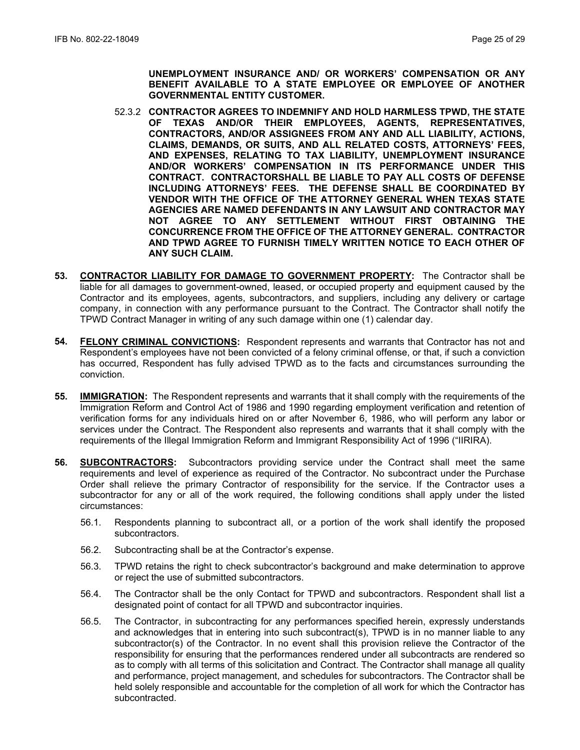**UNEMPLOYMENT INSURANCE AND/ OR WORKERS' COMPENSATION OR ANY BENEFIT AVAILABLE TO A STATE EMPLOYEE OR EMPLOYEE OF ANOTHER GOVERNMENTAL ENTITY CUSTOMER.**

52.3.2 **CONTRACTOR AGREES TO INDEMNIFY AND HOLD HARMLESS TPWD, THE STATE OF TEXAS AND/OR THEIR EMPLOYEES, AGENTS, REPRESENTATIVES, CONTRACTORS, AND/OR ASSIGNEES FROM ANY AND ALL LIABILITY, ACTIONS, CLAIMS, DEMANDS, OR SUITS, AND ALL RELATED COSTS, ATTORNEYS' FEES, AND EXPENSES, RELATING TO TAX LIABILITY, UNEMPLOYMENT INSURANCE AND/OR WORKERS' COMPENSATION IN ITS PERFORMANCE UNDER THIS CONTRACT. CONTRACTORSHALL BE LIABLE TO PAY ALL COSTS OF DEFENSE INCLUDING ATTORNEYS' FEES. THE DEFENSE SHALL BE COORDINATED BY VENDOR WITH THE OFFICE OF THE ATTORNEY GENERAL WHEN TEXAS STATE AGENCIES ARE NAMED DEFENDANTS IN ANY LAWSUIT AND CONTRACTOR MAY NOT AGREE TO ANY SETTLEMENT WITHOUT FIRST OBTAINING THE CONCURRENCE FROM THE OFFICE OF THE ATTORNEY GENERAL. CONTRACTOR AND TPWD AGREE TO FURNISH TIMELY WRITTEN NOTICE TO EACH OTHER OF ANY SUCH CLAIM.**

**53. CONTRACTOR LIABILITY FOR DAMAGE TO GOVERNMENT PROPERTY:** The Contractor shall be liable for all damages to government-owned, leased, or occupied property and equipment caused by the Contractor and its employees, agents, subcontractors, and suppliers, including any delivery or cartage company, in connection with any performance pursuant to the Contract. The Contractor shall notify the TPWD Contract Manager in writing of any such damage within one (1) calendar day.

**54. FELONY CRIMINAL CONVICTIONS:** Respondent represents and warrants that Contractor has not and Respondent's employees have not been convicted of a felony criminal offense, or that, if such a conviction has occurred, Respondent has fully advised TPWD as to the facts and circumstances surrounding the conviction.

**55. IMMIGRATION:** The Respondent represents and warrants that it shall comply with the requirements of the Immigration Reform and Control Act of 1986 and 1990 regarding employment verification and retention of verification forms for any individuals hired on or after November 6, 1986, who will perform any labor or services under the Contract. The Respondent also represents and warrants that it shall comply with the requirements of the Illegal Immigration Reform and Immigrant Responsibility Act of 1996 ("IIRIRA).

**56. SUBCONTRACTORS:** Subcontractors providing service under the Contract shall meet the same requirements and level of experience as required of the Contractor. No subcontract under the Purchase Order shall relieve the primary Contractor of responsibility for the service. If the Contractor uses a subcontractor for any or all of the work required, the following conditions shall apply under the listed circumstances:

56.1. Respondents planning to subcontract all, or a portion of the work shall identify the proposed subcontractors.

56.2. Subcontracting shall be at the Contractor's expense.

56.3. TPWD retains the right to check subcontractor's background and make determination to approve or reject the use of submitted subcontractors.

56.4. The Contractor shall be the only Contact for TPWD and subcontractors. Respondent shall list a designated point of contact for all TPWD and subcontractor inquiries.

56.5. The Contractor, in subcontracting for any performances specified herein, expressly understands and acknowledges that in entering into such subcontract(s), TPWD is in no manner liable to any subcontractor(s) of the Contractor. In no event shall this provision relieve the Contractor of the responsibility for ensuring that the performances rendered under all subcontracts are rendered so as to comply with all terms of this solicitation and Contract. The Contractor shall manage all quality and performance, project management, and schedules for subcontractors. The Contractor shall be held solely responsible and accountable for the completion of all work for which the Contractor has subcontracted.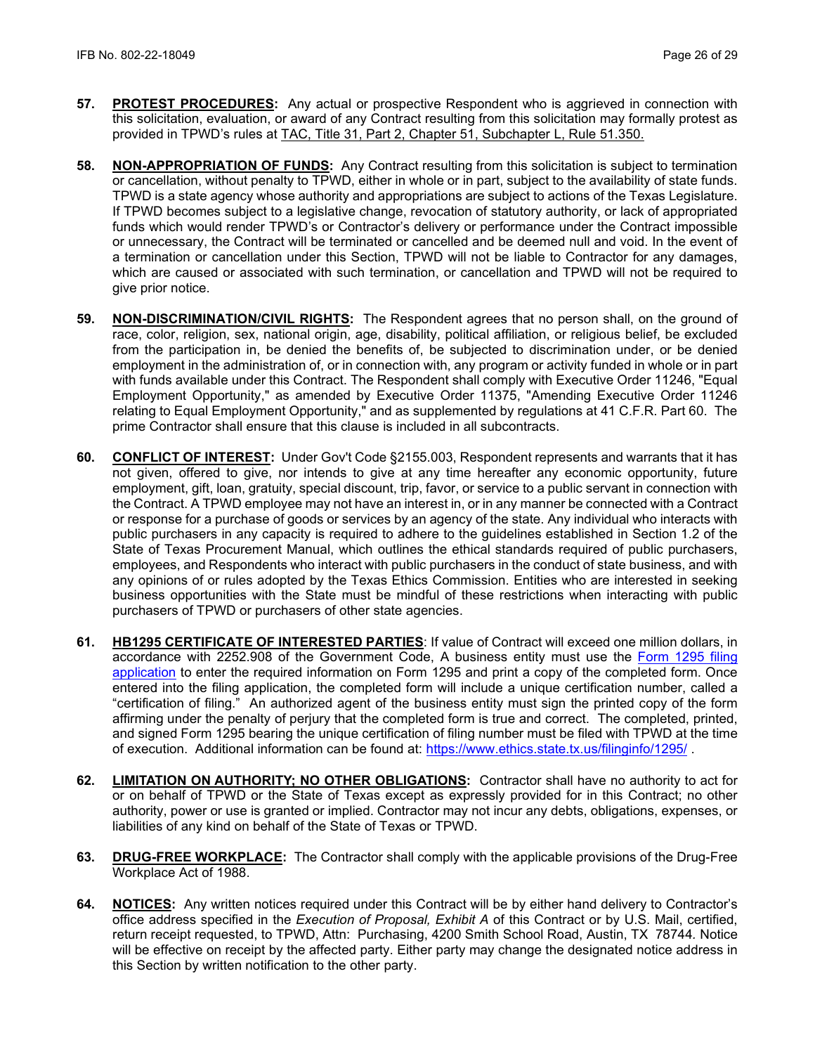57. **PROTEST PROCEDURES:** Any actual or prospective Respondent who is aggrieved in connection with this solicitation, evaluation, or award of any Contract resulting from this solicitation may formally protest as provided in TPWD's rules at TAC, Title 31, Part 2, Chapter 51, Subchapter L, Rule 51.350.

58. **NON-APPROPRIATION OF FUNDS:** Any Contract resulting from this solicitation is subject to termination or cancellation, without penalty to TPWD, either in whole or in part, subject to the availability of state funds. TPWD is a state agency whose authority and appropriations are subject to actions of the Texas Legislature. If TPWD becomes subject to a legislative change, revocation of statutory authority, or lack of appropriated funds which would render TPWD's or Contractor's delivery or performance under the Contract impossible or unnecessary, the Contract will be terminated or cancelled and be deemed null and void. In the event of a termination or cancellation under this Section, TPWD will not be liable to Contractor for any damages, which are caused or associated with such termination, or cancellation and TPWD will not be required to give prior notice.

59. **NON-DISCRIMINATION/CIVIL RIGHTS:** The Respondent agrees that no person shall, on the ground of race, color, religion, sex, national origin, age, disability, political affiliation, or religious belief, be excluded from the participation in, be denied the benefits of, be subjected to discrimination under, or be denied employment in the administration of, or in connection with, any program or activity funded in whole or in part with funds available under this Contract. The Respondent shall comply with Executive Order 11246, "Equal Employment Opportunity," as amended by Executive Order 11375, "Amending Executive Order 11246 relating to Equal Employment Opportunity," and as supplemented by regulations at 41 C.F.R. Part 60. The prime Contractor shall ensure that this clause is included in all subcontracts.

60. **CONFLICT OF INTEREST:** Under Gov't Code §2155.003, Respondent represents and warrants that it has not given, offered to give, nor intends to give at any time hereafter any economic opportunity, future employment, gift, loan, gratuity, special discount, trip, favor, or service to a public servant in connection with the Contract. A TPWD employee may not have an interest in, or in any manner be connected with a Contract or response for a purchase of goods or services by an agency of the state. Any individual who interacts with public purchasers in any capacity is required to adhere to the guidelines established in Section 1.2 of the State of Texas Procurement Manual, which outlines the ethical standards required of public purchasers, employees, and Respondents who interact with public purchasers in the conduct of state business, and with any opinions of or rules adopted by the Texas Ethics Commission. Entities who are interested in seeking business opportunities with the State must be mindful of these restrictions when interacting with public purchasers of TPWD or purchasers of other state agencies.

61. **HB1295 CERTIFICATE OF INTERESTED PARTIES**: If value of Contract will exceed one million dollars, in accordance with 2252.908 of the Government Code, A business entity must use the Form 1295 filing application to enter the required information on Form 1295 and print a copy of the completed form. Once entered into the filing application, the completed form will include a unique certification number, called a "certification of filing." An authorized agent of the business entity must sign the printed copy of the form affirming under the penalty of perjury that the completed form is true and correct. The completed, printed, and signed Form 1295 bearing the unique certification of filing number must be filed with TPWD at the time of execution. Additional information can be found at: https://www.ethics.state.tx.us/filinginfo/1295/ .

62. **LIMITATION ON AUTHORITY; NO OTHER OBLIGATIONS:** Contractor shall have no authority to act for or on behalf of TPWD or the State of Texas except as expressly provided for in this Contract; no other authority, power or use is granted or implied. Contractor may not incur any debts, obligations, expenses, or liabilities of any kind on behalf of the State of Texas or TPWD.

63. **DRUG-FREE WORKPLACE:** The Contractor shall comply with the applicable provisions of the Drug-Free Workplace Act of 1988.

64. **NOTICES:** Any written notices required under this Contract will be by either hand delivery to Contractor's office address specified in the *Execution of Proposal, Exhibit A* of this Contract or by U.S. Mail, certified, return receipt requested, to TPWD, Attn: Purchasing, 4200 Smith School Road, Austin, TX 78744. Notice will be effective on receipt by the affected party. Either party may change the designated notice address in this Section by written notification to the other party.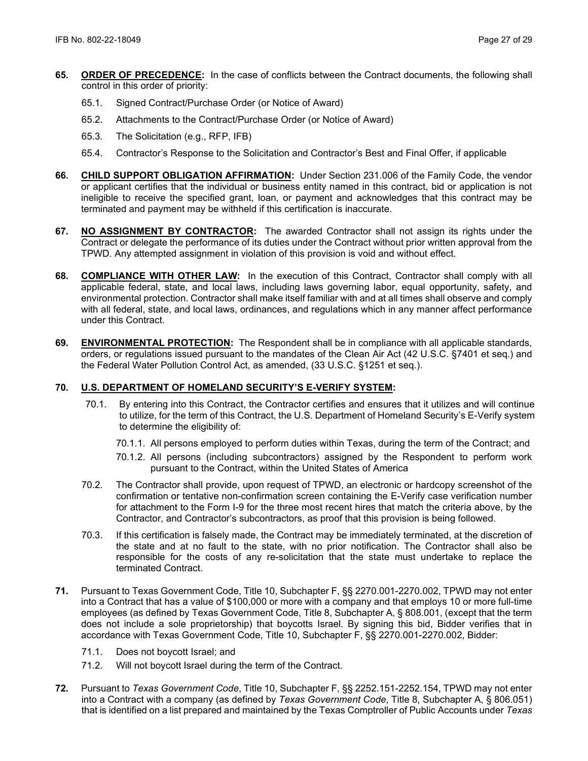**65. <u>ORDER OF PRECEDENCE</u>:** In the case of conflicts between the Contract documents, the following shall control in this order of priority:

- 65.1. Signed Contract/Purchase Order (or Notice of Award)
- 65.2. Attachments to the Contract/Purchase Order (or Notice of Award)
- 65.3. The Solicitation (e.g., RFP, IFB)
- 65.4. Contractor's Response to the Solicitation and Contractor's Best and Final Offer, if applicable

**66. <u>CHILD SUPPORT OBLIGATION AFFIRMATION</u>:** Under Section 231.006 of the Family Code, the vendor or applicant certifies that the individual or business entity named in this contract, bid or application is not ineligible to receive the specified grant, loan, or payment and acknowledges that this contract may be terminated and payment may be withheld if this certification is inaccurate.

**67. <u>NO ASSIGNMENT BY CONTRACTOR</u>:** The awarded Contractor shall not assign its rights under the Contract or delegate the performance of its duties under the Contract without prior written approval from the TPWD. Any attempted assignment in violation of this provision is void and without effect.

**68. <u>COMPLIANCE WITH OTHER LAW</u>:** In the execution of this Contract, Contractor shall comply with all applicable federal, state, and local laws, including laws governing labor, equal opportunity, safety, and environmental protection. Contractor shall make itself familiar with and at all times shall observe and comply with all federal, state, and local laws, ordinances, and regulations which in any manner affect performance under this Contract.

**69. <u>ENVIRONMENTAL PROTECTION</u>:** The Respondent shall be in compliance with all applicable standards, orders, or regulations issued pursuant to the mandates of the Clean Air Act (42 U.S.C. §7401 et seq.) and the Federal Water Pollution Control Act, as amended, (33 U.S.C. §1251 et seq.).

**70. <u>U.S. DEPARTMENT OF HOMELAND SECURITY'S E-VERIFY SYSTEM</u>:**

- 70.1. By entering into this Contract, the Contractor certifies and ensures that it utilizes and will continue to utilize, for the term of this Contract, the U.S. Department of Homeland Security's E-Verify system to determine the eligibility of:
  - 70.1.1. All persons employed to perform duties within Texas, during the term of the Contract; and
  - 70.1.2. All persons (including subcontractors) assigned by the Respondent to perform work pursuant to the Contract, within the United States of America
- 70.2. The Contractor shall provide, upon request of TPWD, an electronic or hardcopy screenshot of the confirmation or tentative non-confirmation screen containing the E-Verify case verification number for attachment to the Form I-9 for the three most recent hires that match the criteria above, by the Contractor, and Contractor's subcontractors, as proof that this provision is being followed.
- 70.3. If this certification is falsely made, the Contract may be immediately terminated, at the discretion of the state and at no fault to the state, with no prior notification. The Contractor shall also be responsible for the costs of any re-solicitation that the state must undertake to replace the terminated Contract.

**71.** Pursuant to Texas Government Code, Title 10, Subchapter F, §§ 2270.001-2270.002, TPWD may not enter into a Contract that has a value of $100,000 or more with a company and that employs 10 or more full-time employees (as defined by Texas Government Code, Title 8, Subchapter A, § 808.001, (except that the term does not include a sole proprietorship) that boycotts Israel. By signing this bid, Bidder verifies that in accordance with Texas Government Code, Title 10, Subchapter F, §§ 2270.001-2270.002, Bidder:

- 71.1. Does not boycott Israel; and
- 71.2. Will not boycott Israel during the term of the Contract.

**72.** Pursuant to *Texas Government Code*, Title 10, Subchapter F, §§ 2252.151-2252.154, TPWD may not enter into a Contract with a company (as defined by *Texas Government Code*, Title 8, Subchapter A, § 806.051) that is identified on a list prepared and maintained by the Texas Comptroller of Public Accounts under *Texas*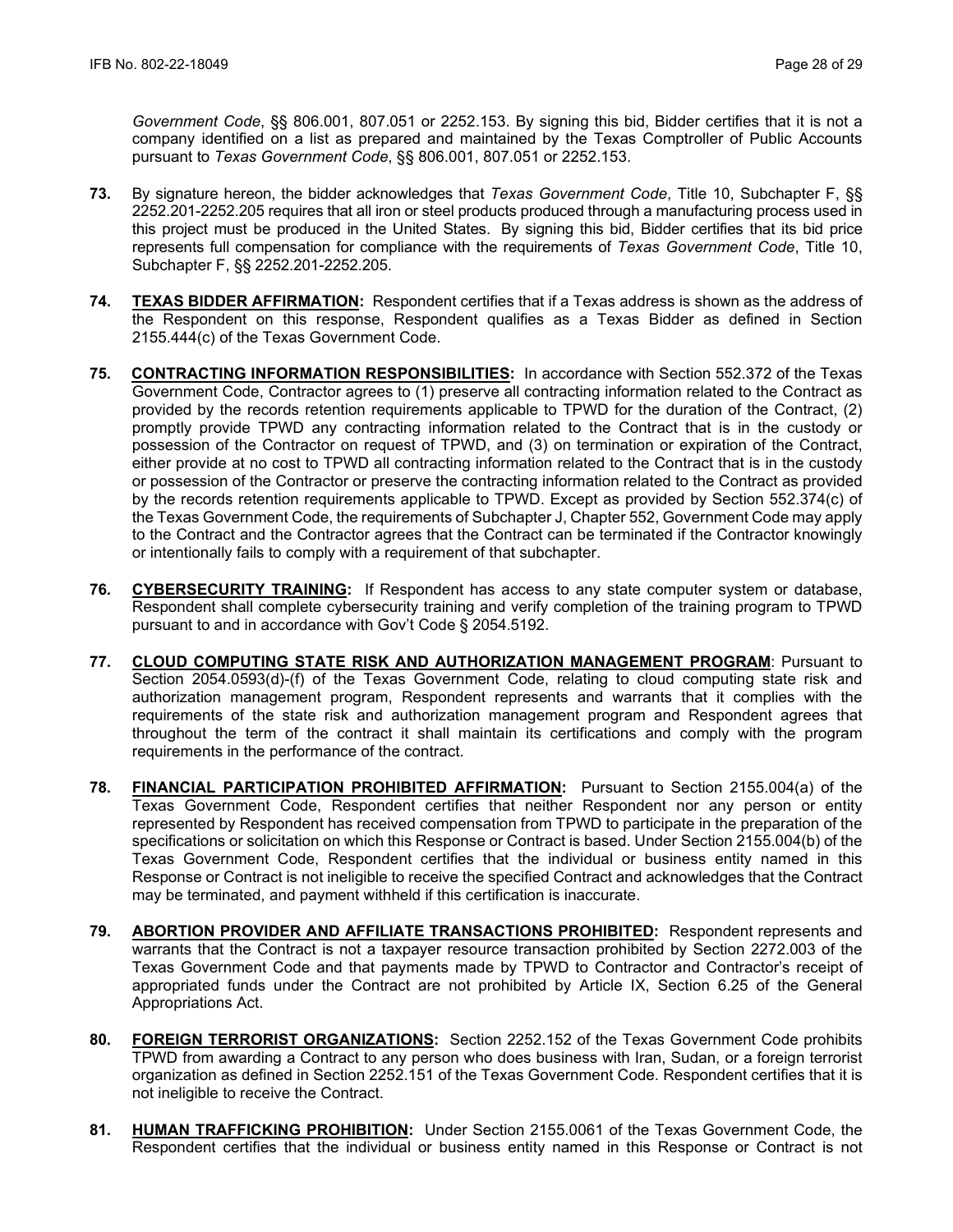*Government Code*, §§ 806.001, 807.051 or 2252.153. By signing this bid, Bidder certifies that it is not a company identified on a list as prepared and maintained by the Texas Comptroller of Public Accounts pursuant to *Texas Government Code*, §§ 806.001, 807.051 or 2252.153.

**73.** By signature hereon, the bidder acknowledges that *Texas Government Code*, Title 10, Subchapter F, §§ 2252.201-2252.205 requires that all iron or steel products produced through a manufacturing process used in this project must be produced in the United States. By signing this bid, Bidder certifies that its bid price represents full compensation for compliance with the requirements of *Texas Government Code*, Title 10, Subchapter F, §§ 2252.201-2252.205.

**74.** **TEXAS BIDDER AFFIRMATION:** Respondent certifies that if a Texas address is shown as the address of the Respondent on this response, Respondent qualifies as a Texas Bidder as defined in Section 2155.444(c) of the Texas Government Code.

**75.** **CONTRACTING INFORMATION RESPONSIBILITIES:** In accordance with Section 552.372 of the Texas Government Code, Contractor agrees to (1) preserve all contracting information related to the Contract as provided by the records retention requirements applicable to TPWD for the duration of the Contract, (2) promptly provide TPWD any contracting information related to the Contract that is in the custody or possession of the Contractor on request of TPWD, and (3) on termination or expiration of the Contract, either provide at no cost to TPWD all contracting information related to the Contract that is in the custody or possession of the Contractor or preserve the contracting information related to the Contract as provided by the records retention requirements applicable to TPWD. Except as provided by Section 552.374(c) of the Texas Government Code, the requirements of Subchapter J, Chapter 552, Government Code may apply to the Contract and the Contractor agrees that the Contract can be terminated if the Contractor knowingly or intentionally fails to comply with a requirement of that subchapter.

**76.** **CYBERSECURITY TRAINING:** If Respondent has access to any state computer system or database, Respondent shall complete cybersecurity training and verify completion of the training program to TPWD pursuant to and in accordance with Gov't Code § 2054.5192.

**77.** **CLOUD COMPUTING STATE RISK AND AUTHORIZATION MANAGEMENT PROGRAM**: Pursuant to Section 2054.0593(d)-(f) of the Texas Government Code, relating to cloud computing state risk and authorization management program, Respondent represents and warrants that it complies with the requirements of the state risk and authorization management program and Respondent agrees that throughout the term of the contract it shall maintain its certifications and comply with the program requirements in the performance of the contract.

**78.** **FINANCIAL PARTICIPATION PROHIBITED AFFIRMATION:** Pursuant to Section 2155.004(a) of the Texas Government Code, Respondent certifies that neither Respondent nor any person or entity represented by Respondent has received compensation from TPWD to participate in the preparation of the specifications or solicitation on which this Response or Contract is based. Under Section 2155.004(b) of the Texas Government Code, Respondent certifies that the individual or business entity named in this Response or Contract is not ineligible to receive the specified Contract and acknowledges that the Contract may be terminated, and payment withheld if this certification is inaccurate.

**79.** **ABORTION PROVIDER AND AFFILIATE TRANSACTIONS PROHIBITED:** Respondent represents and warrants that the Contract is not a taxpayer resource transaction prohibited by Section 2272.003 of the Texas Government Code and that payments made by TPWD to Contractor and Contractor's receipt of appropriated funds under the Contract are not prohibited by Article IX, Section 6.25 of the General Appropriations Act.

**80.** **FOREIGN TERRORIST ORGANIZATIONS:** Section 2252.152 of the Texas Government Code prohibits TPWD from awarding a Contract to any person who does business with Iran, Sudan, or a foreign terrorist organization as defined in Section 2252.151 of the Texas Government Code. Respondent certifies that it is not ineligible to receive the Contract.

**81.** **HUMAN TRAFFICKING PROHIBITION:** Under Section 2155.0061 of the Texas Government Code, the Respondent certifies that the individual or business entity named in this Response or Contract is not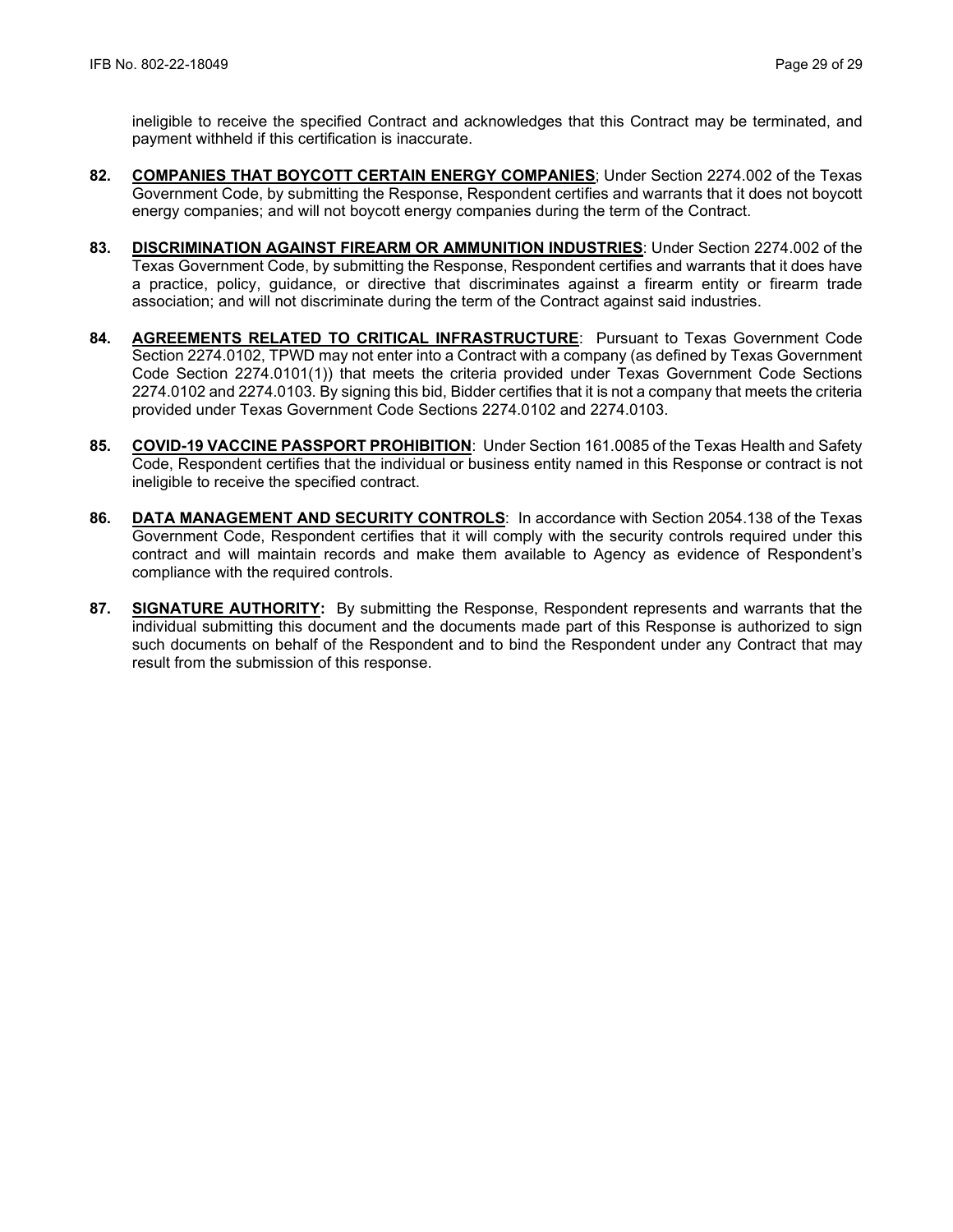ineligible to receive the specified Contract and acknowledges that this Contract may be terminated, and payment withheld if this certification is inaccurate.

**82.** **COMPANIES THAT BOYCOTT CERTAIN ENERGY COMPANIES**; Under Section 2274.002 of the Texas Government Code, by submitting the Response, Respondent certifies and warrants that it does not boycott energy companies; and will not boycott energy companies during the term of the Contract.

**83.** **DISCRIMINATION AGAINST FIREARM OR AMMUNITION INDUSTRIES**: Under Section 2274.002 of the Texas Government Code, by submitting the Response, Respondent certifies and warrants that it does have a practice, policy, guidance, or directive that discriminates against a firearm entity or firearm trade association; and will not discriminate during the term of the Contract against said industries.

**84.** **AGREEMENTS RELATED TO CRITICAL INFRASTRUCTURE**: Pursuant to Texas Government Code Section 2274.0102, TPWD may not enter into a Contract with a company (as defined by Texas Government Code Section 2274.0101(1)) that meets the criteria provided under Texas Government Code Sections 2274.0102 and 2274.0103. By signing this bid, Bidder certifies that it is not a company that meets the criteria provided under Texas Government Code Sections 2274.0102 and 2274.0103.

**85.** **COVID-19 VACCINE PASSPORT PROHIBITION**: Under Section 161.0085 of the Texas Health and Safety Code, Respondent certifies that the individual or business entity named in this Response or contract is not ineligible to receive the specified contract.

**86.** **DATA MANAGEMENT AND SECURITY CONTROLS**: In accordance with Section 2054.138 of the Texas Government Code, Respondent certifies that it will comply with the security controls required under this contract and will maintain records and make them available to Agency as evidence of Respondent's compliance with the required controls.

**87.** **SIGNATURE AUTHORITY:** By submitting the Response, Respondent represents and warrants that the individual submitting this document and the documents made part of this Response is authorized to sign such documents on behalf of the Respondent and to bind the Respondent under any Contract that may result from the submission of this response.